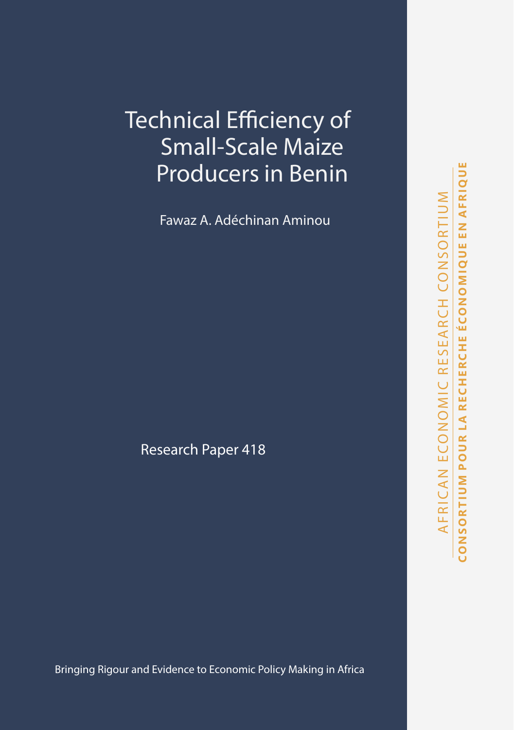# Technical Efficiency of Small-Scale Maize Producers in Benin

Fawaz A. Adéchinan Aminou

Research Paper 418

AFRICAN ECONOMIC RESEARCH CONSORTIUM

**CONSORTIUM POUR LA RECHERCHE ÉCONOMIQUE EN AFRIQUE**

Bringing Rigour and Evidence to Economic Policy Making in Africa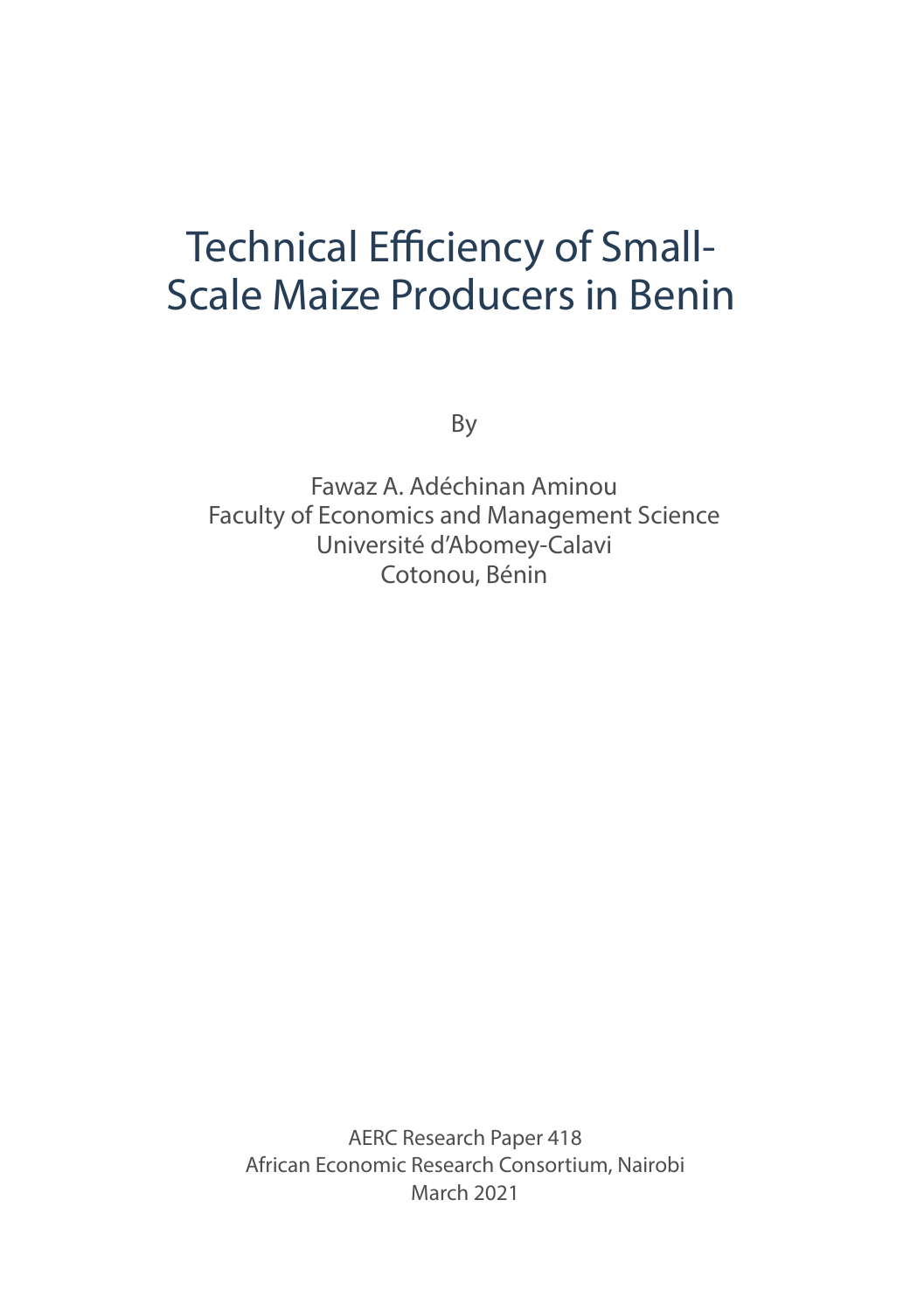# Technical Efficiency of Small-Scale Maize Producers in Benin

By

Fawaz A. Adéchinan Aminou
Faculty of Economics and Management Science
Université d'Abomey-Calavi
Cotonou, Bénin

AERC Research Paper 418
African Economic Research Consortium, Nairobi
March 2021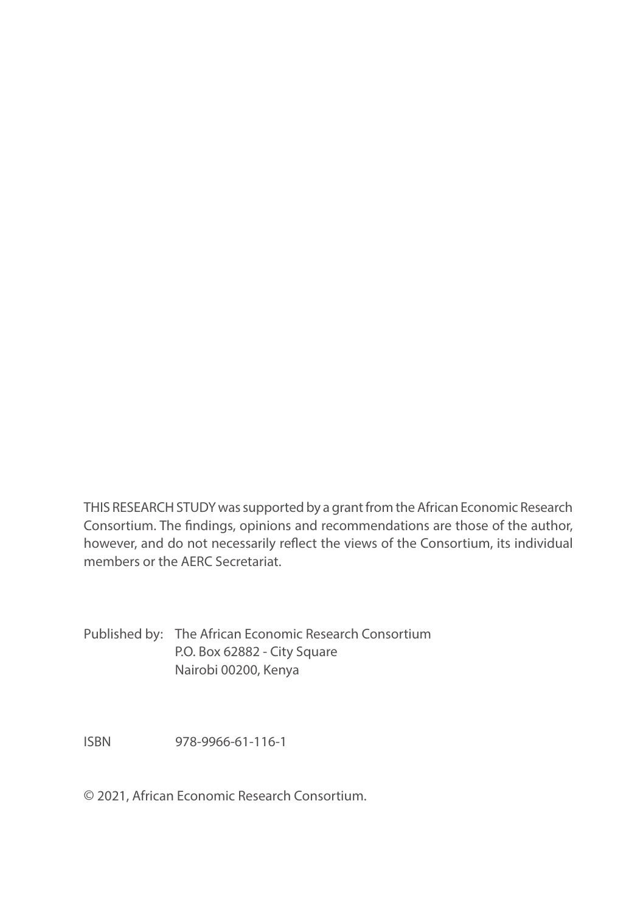THIS RESEARCH STUDY was supported by a grant from the African Economic Research Consortium. The findings, opinions and recommendations are those of the author, however, and do not necessarily reflect the views of the Consortium, its individual members or the AERC Secretariat.

Published by: The African Economic Research Consortium
P.O. Box 62882 - City Square
Nairobi 00200, Kenya

ISBN 978-9966-61-116-1

© 2021, African Economic Research Consortium.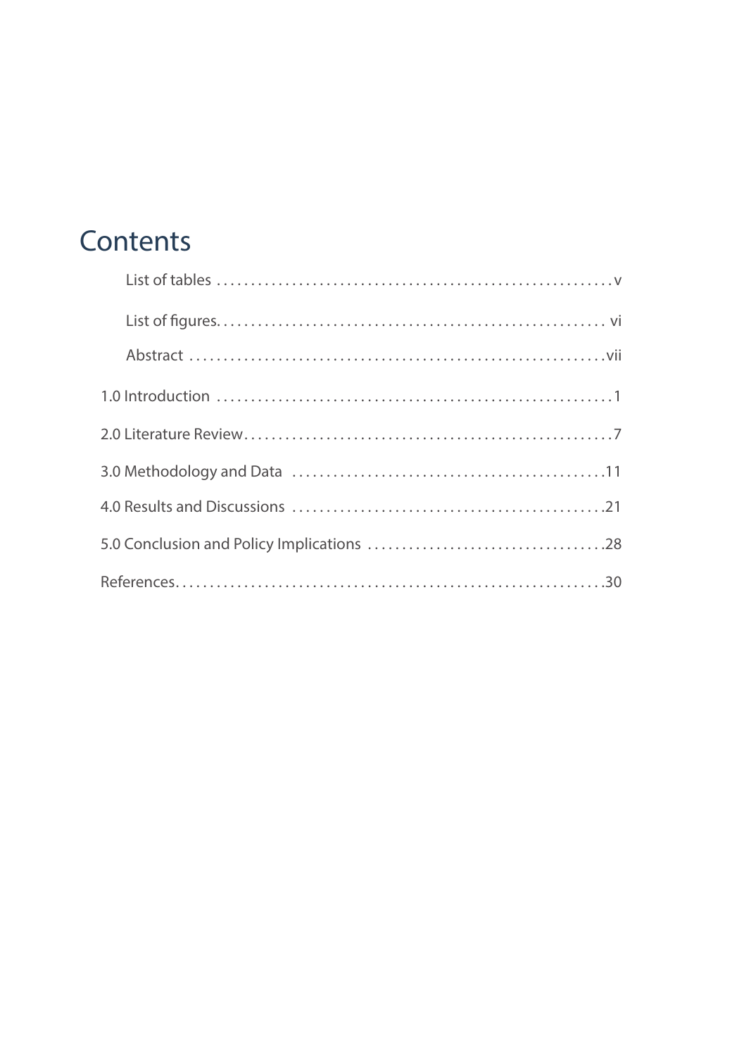# Contents

List of tables . . . . . . . . . . . . . . . . . . . . . . . . . . . . . . . . . . . . . . . . . . . . . . . . . . . . . . . . v

List of figures. . . . . . . . . . . . . . . . . . . . . . . . . . . . . . . . . . . . . . . . . . . . . . . . . . . . . . . . vi

Abstract . . . . . . . . . . . . . . . . . . . . . . . . . . . . . . . . . . . . . . . . . . . . . . . . . . . . . . . . . . . vii

1.0 Introduction . . . . . . . . . . . . . . . . . . . . . . . . . . . . . . . . . . . . . . . . . . . . . . . . . . . . . . . . 1

2.0 Literature Review . . . . . . . . . . . . . . . . . . . . . . . . . . . . . . . . . . . . . . . . . . . . . . . . . . . . . . 7

3.0 Methodology and Data . . . . . . . . . . . . . . . . . . . . . . . . . . . . . . . . . . . . . . . . . . . . . . . . 11

4.0 Results and Discussions . . . . . . . . . . . . . . . . . . . . . . . . . . . . . . . . . . . . . . . . . . . . . . . 21

5.0 Conclusion and Policy Implications . . . . . . . . . . . . . . . . . . . . . . . . . . . . . . . . . . . . . . 28

References. . . . . . . . . . . . . . . . . . . . . . . . . . . . . . . . . . . . . . . . . . . . . . . . . . . . . . . . . . . 30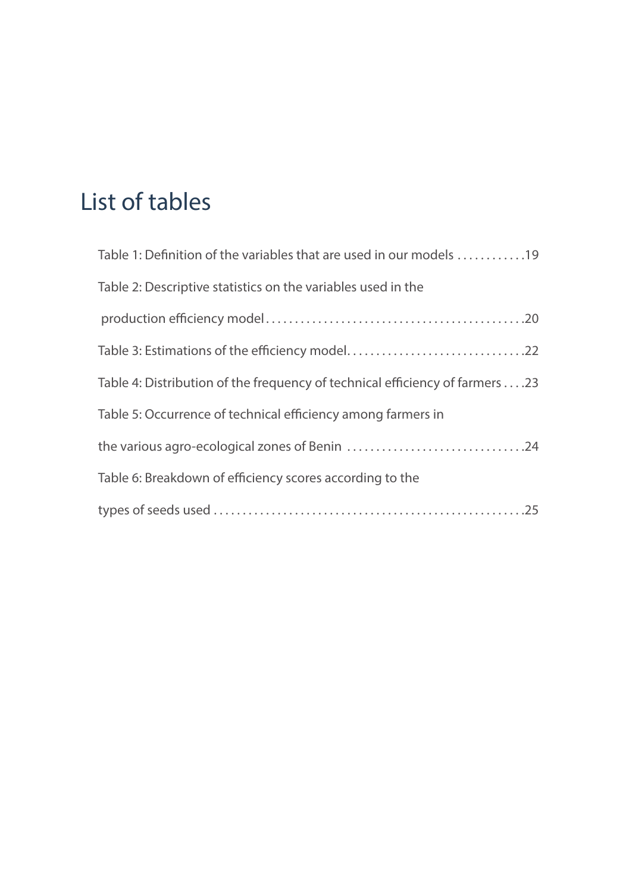# List of tables

Table 1: Definition of the variables that are used in our models ............19

Table 2: Descriptive statistics on the variables used in the production efficiency model............................................20

Table 3: Estimations of the efficiency model...............................22

Table 4: Distribution of the frequency of technical efficiency of farmers....23

Table 5: Occurrence of technical efficiency among farmers in the various agro-ecological zones of Benin ...............................24

Table 6: Breakdown of efficiency scores according to the types of seeds used.....................................................25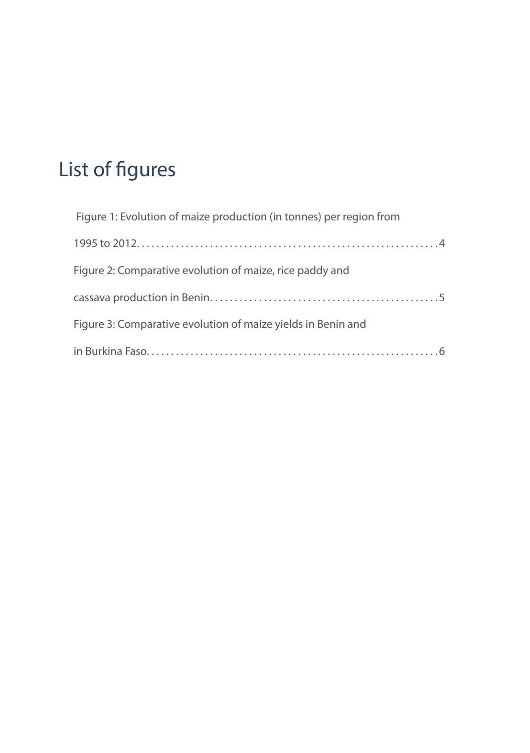# List of figures

Figure 1: Evolution of maize production (in tonnes) per region from 1995 to 2012. . . . . . . . . . . . . . . . . . . . . . . . . . . . . . . . . . . . . . . . . . . . . . . . . . . . . . . . . . .4

Figure 2: Comparative evolution of maize, rice paddy and cassava production in Benin. . . . . . . . . . . . . . . . . . . . . . . . . . . . . . . . . . . . . . . . . . . . . . .5

Figure 3: Comparative evolution of maize yields in Benin and in Burkina Faso. . . . . . . . . . . . . . . . . . . . . . . . . . . . . . . . . . . . . . . . . . . . . . . . . . . . . . . . . .6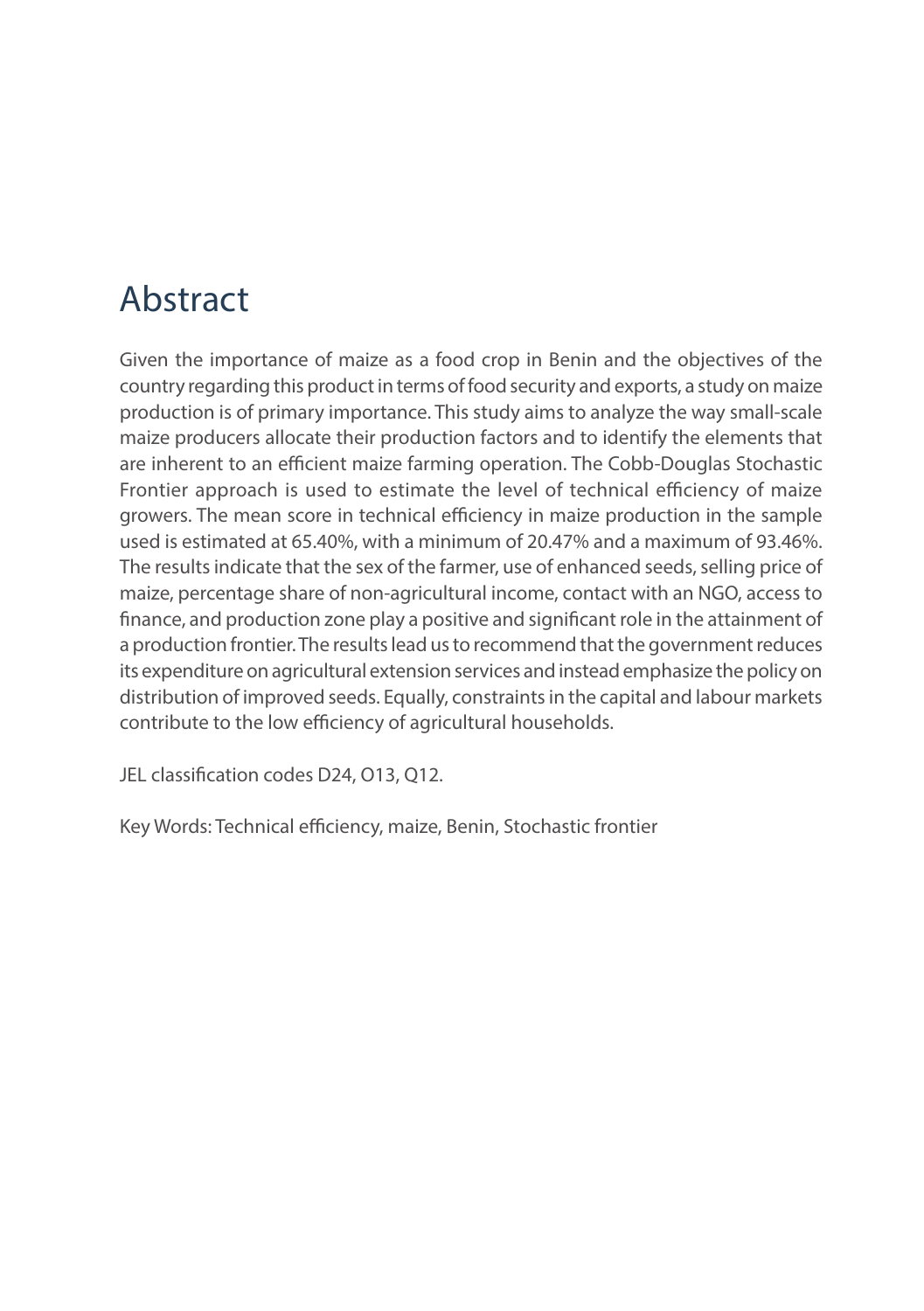# Abstract

Given the importance of maize as a food crop in Benin and the objectives of the country regarding this product in terms of food security and exports, a study on maize production is of primary importance. This study aims to analyze the way small-scale maize producers allocate their production factors and to identify the elements that are inherent to an efficient maize farming operation. The Cobb-Douglas Stochastic Frontier approach is used to estimate the level of technical efficiency of maize growers. The mean score in technical efficiency in maize production in the sample used is estimated at 65.40%, with a minimum of 20.47% and a maximum of 93.46%. The results indicate that the sex of the farmer, use of enhanced seeds, selling price of maize, percentage share of non-agricultural income, contact with an NGO, access to finance, and production zone play a positive and significant role in the attainment of a production frontier. The results lead us to recommend that the government reduces its expenditure on agricultural extension services and instead emphasize the policy on distribution of improved seeds. Equally, constraints in the capital and labour markets contribute to the low efficiency of agricultural households.

JEL classification codes D24, O13, Q12.

Key Words: Technical efficiency, maize, Benin, Stochastic frontier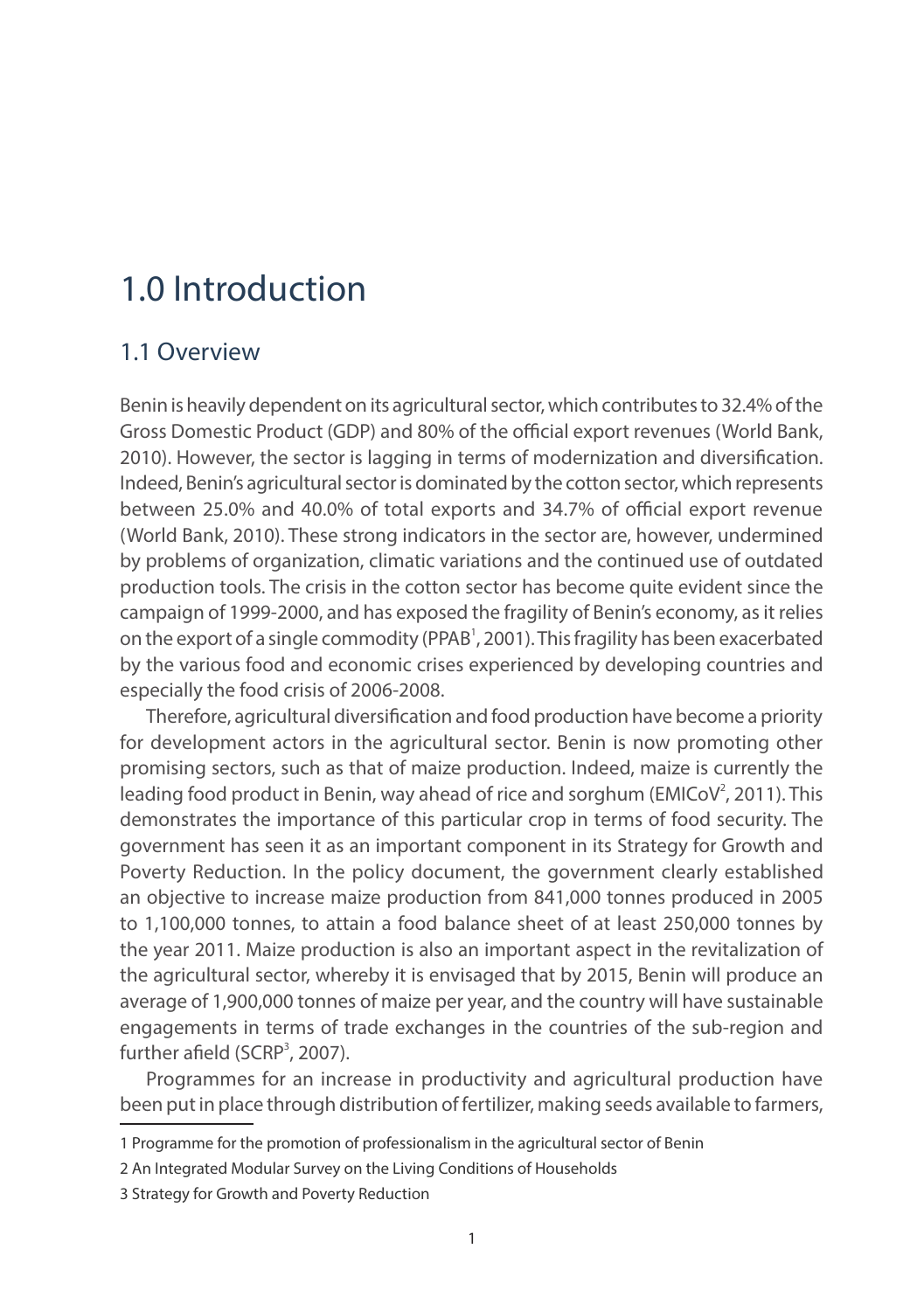# 1.0 Introduction

## 1.1 Overview

Benin is heavily dependent on its agricultural sector, which contributes to 32.4% of the Gross Domestic Product (GDP) and 80% of the official export revenues (World Bank, 2010). However, the sector is lagging in terms of modernization and diversification. Indeed, Benin's agricultural sector is dominated by the cotton sector, which represents between 25.0% and 40.0% of total exports and 34.7% of official export revenue (World Bank, 2010). These strong indicators in the sector are, however, undermined by problems of organization, climatic variations and the continued use of outdated production tools. The crisis in the cotton sector has become quite evident since the campaign of 1999-2000, and has exposed the fragility of Benin's economy, as it relies on the export of a single commodity (PPAB[1], 2001). This fragility has been exacerbated by the various food and economic crises experienced by developing countries and especially the food crisis of 2006-2008.

Therefore, agricultural diversification and food production have become a priority for development actors in the agricultural sector. Benin is now promoting other promising sectors, such as that of maize production. Indeed, maize is currently the leading food product in Benin, way ahead of rice and sorghum (EMICoV[2], 2011). This demonstrates the importance of this particular crop in terms of food security. The government has seen it as an important component in its Strategy for Growth and Poverty Reduction. In the policy document, the government clearly established an objective to increase maize production from 841,000 tonnes produced in 2005 to 1,100,000 tonnes, to attain a food balance sheet of at least 250,000 tonnes by the year 2011. Maize production is also an important aspect in the revitalization of the agricultural sector, whereby it is envisaged that by 2015, Benin will produce an average of 1,900,000 tonnes of maize per year, and the country will have sustainable engagements in terms of trade exchanges in the countries of the sub-region and further afield (SCRP[3], 2007).

Programmes for an increase in productivity and agricultural production have been put in place through distribution of fertilizer, making seeds available to farmers,

1 Programme for the promotion of professionalism in the agricultural sector of Benin

2 An Integrated Modular Survey on the Living Conditions of Households

3 Strategy for Growth and Poverty Reduction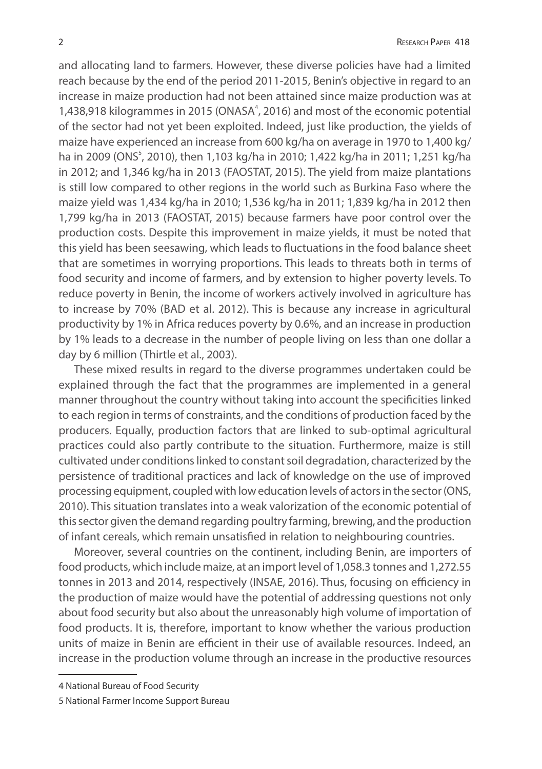and allocating land to farmers. However, these diverse policies have had a limited reach because by the end of the period 2011-2015, Benin's objective in regard to an increase in maize production had not been attained since maize production was at 1,438,918 kilogrammes in 2015 (ONASA[4], 2016) and most of the economic potential of the sector had not yet been exploited. Indeed, just like production, the yields of maize have experienced an increase from 600 kg/ha on average in 1970 to 1,400 kg/ha in 2009 (ONS[5], 2010), then 1,103 kg/ha in 2010; 1,422 kg/ha in 2011; 1,251 kg/ha in 2012; and 1,346 kg/ha in 2013 (FAOSTAT, 2015). The yield from maize plantations is still low compared to other regions in the world such as Burkina Faso where the maize yield was 1,434 kg/ha in 2010; 1,536 kg/ha in 2011; 1,839 kg/ha in 2012 then 1,799 kg/ha in 2013 (FAOSTAT, 2015) because farmers have poor control over the production costs. Despite this improvement in maize yields, it must be noted that this yield has been seesawing, which leads to fluctuations in the food balance sheet that are sometimes in worrying proportions. This leads to threats both in terms of food security and income of farmers, and by extension to higher poverty levels. To reduce poverty in Benin, the income of workers actively involved in agriculture has to increase by 70% (BAD et al. 2012). This is because any increase in agricultural productivity by 1% in Africa reduces poverty by 0.6%, and an increase in production by 1% leads to a decrease in the number of people living on less than one dollar a day by 6 million (Thirtle et al., 2003).

These mixed results in regard to the diverse programmes undertaken could be explained through the fact that the programmes are implemented in a general manner throughout the country without taking into account the specificities linked to each region in terms of constraints, and the conditions of production faced by the producers. Equally, production factors that are linked to sub-optimal agricultural practices could also partly contribute to the situation. Furthermore, maize is still cultivated under conditions linked to constant soil degradation, characterized by the persistence of traditional practices and lack of knowledge on the use of improved processing equipment, coupled with low education levels of actors in the sector (ONS, 2010). This situation translates into a weak valorization of the economic potential of this sector given the demand regarding poultry farming, brewing, and the production of infant cereals, which remain unsatisfied in relation to neighbouring countries.

Moreover, several countries on the continent, including Benin, are importers of food products, which include maize, at an import level of 1,058.3 tonnes and 1,272.55 tonnes in 2013 and 2014, respectively (INSAE, 2016). Thus, focusing on efficiency in the production of maize would have the potential of addressing questions not only about food security but also about the unreasonably high volume of importation of food products. It is, therefore, important to know whether the various production units of maize in Benin are efficient in their use of available resources. Indeed, an increase in the production volume through an increase in the productive resources

4 National Bureau of Food Security

5 National Farmer Income Support Bureau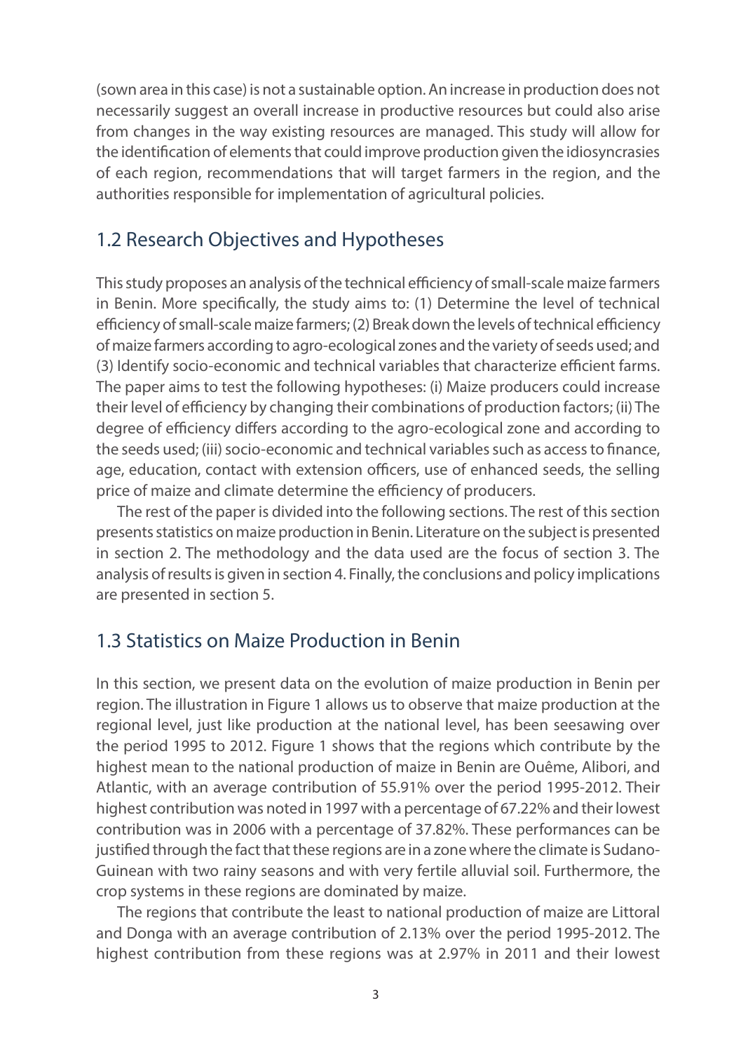(sown area in this case) is not a sustainable option. An increase in production does not necessarily suggest an overall increase in productive resources but could also arise from changes in the way existing resources are managed. This study will allow for the identification of elements that could improve production given the idiosyncrasies of each region, recommendations that will target farmers in the region, and the authorities responsible for implementation of agricultural policies.

## 1.2 Research Objectives and Hypotheses

This study proposes an analysis of the technical efficiency of small-scale maize farmers in Benin. More specifically, the study aims to: (1) Determine the level of technical efficiency of small-scale maize farmers; (2) Break down the levels of technical efficiency of maize farmers according to agro-ecological zones and the variety of seeds used; and (3) Identify socio-economic and technical variables that characterize efficient farms. The paper aims to test the following hypotheses: (i) Maize producers could increase their level of efficiency by changing their combinations of production factors; (ii) The degree of efficiency differs according to the agro-ecological zone and according to the seeds used; (iii) socio-economic and technical variables such as access to finance, age, education, contact with extension officers, use of enhanced seeds, the selling price of maize and climate determine the efficiency of producers.

The rest of the paper is divided into the following sections. The rest of this section presents statistics on maize production in Benin. Literature on the subject is presented in section 2. The methodology and the data used are the focus of section 3. The analysis of results is given in section 4. Finally, the conclusions and policy implications are presented in section 5.

## 1.3 Statistics on Maize Production in Benin

In this section, we present data on the evolution of maize production in Benin per region. The illustration in Figure 1 allows us to observe that maize production at the regional level, just like production at the national level, has been seesawing over the period 1995 to 2012. Figure 1 shows that the regions which contribute by the highest mean to the national production of maize in Benin are Ouême, Alibori, and Atlantic, with an average contribution of 55.91% over the period 1995-2012. Their highest contribution was noted in 1997 with a percentage of 67.22% and their lowest contribution was in 2006 with a percentage of 37.82%. These performances can be justified through the fact that these regions are in a zone where the climate is Sudano-Guinean with two rainy seasons and with very fertile alluvial soil. Furthermore, the crop systems in these regions are dominated by maize.

The regions that contribute the least to national production of maize are Littoral and Donga with an average contribution of 2.13% over the period 1995-2012. The highest contribution from these regions was at 2.97% in 2011 and their lowest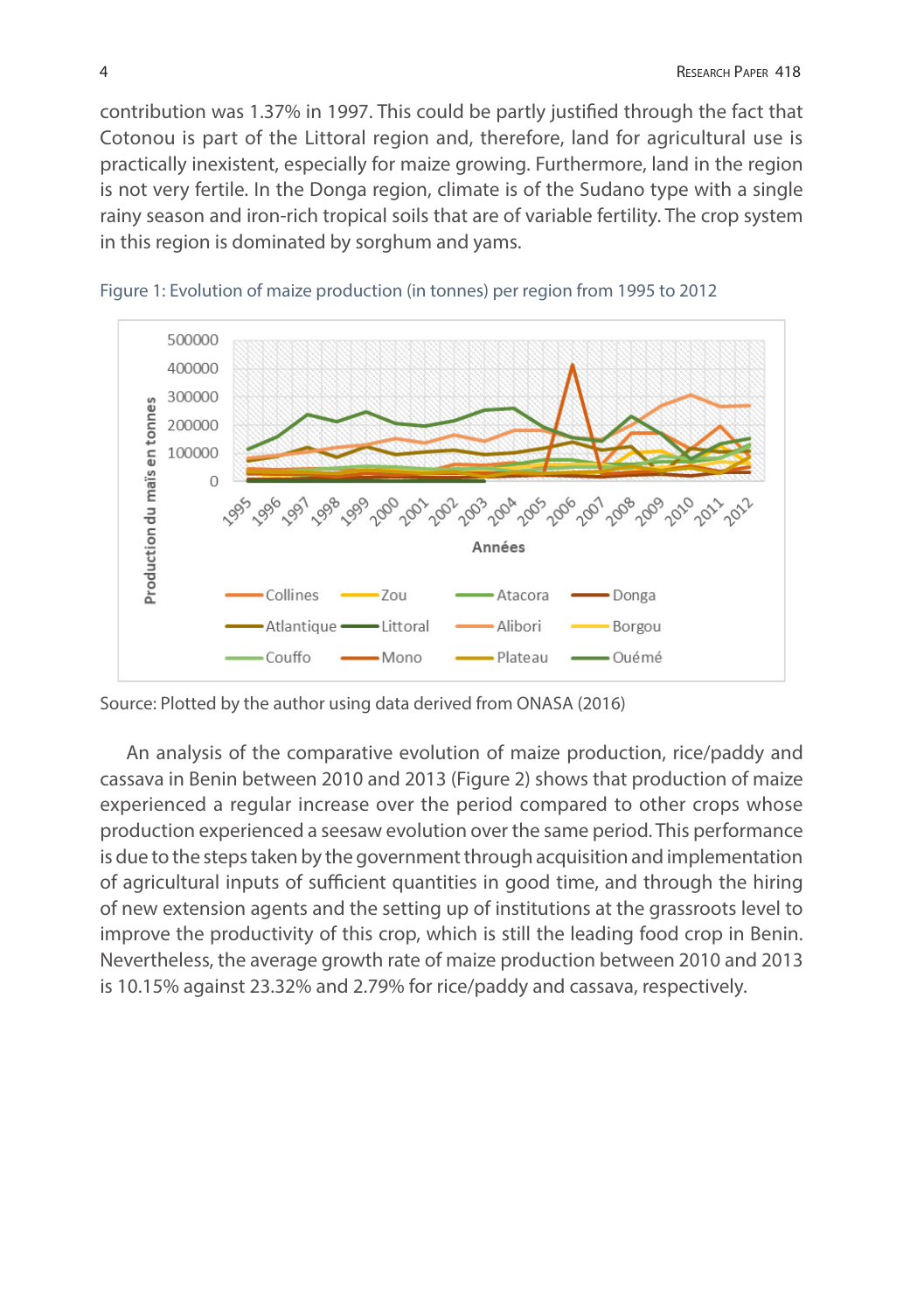contribution was 1.37% in 1997. This could be partly justified through the fact that Cotonou is part of the Littoral region and, therefore, land for agricultural use is practically inexistent, especially for maize growing. Furthermore, land in the region is not very fertile. In the Donga region, climate is of the Sudano type with a single rainy season and iron-rich tropical soils that are of variable fertility. The crop system in this region is dominated by sorghum and yams.

Figure 1: Evolution of maize production (in tonnes) per region from 1995 to 2012

Source: Plotted by the author using data derived from ONASA (2016)

An analysis of the comparative evolution of maize production, rice/paddy and cassava in Benin between 2010 and 2013 (Figure 2) shows that production of maize experienced a regular increase over the period compared to other crops whose production experienced a seesaw evolution over the same period. This performance is due to the steps taken by the government through acquisition and implementation of agricultural inputs of sufficient quantities in good time, and through the hiring of new extension agents and the setting up of institutions at the grassroots level to improve the productivity of this crop, which is still the leading food crop in Benin. Nevertheless, the average growth rate of maize production between 2010 and 2013 is 10.15% against 23.32% and 2.79% for rice/paddy and cassava, respectively.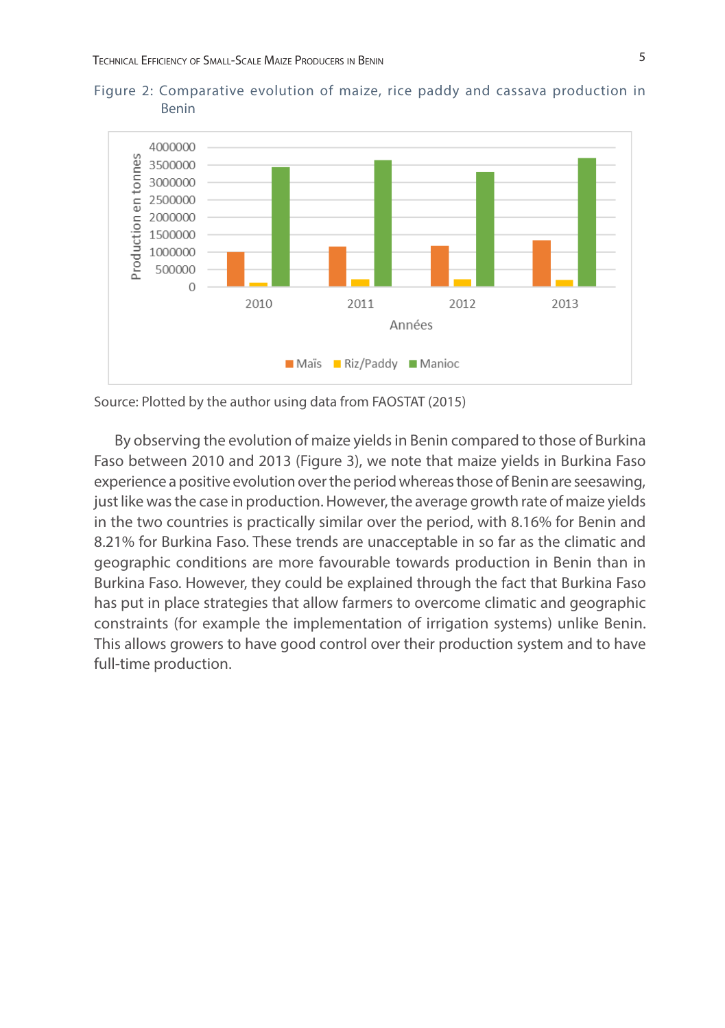Figure 2: Comparative evolution of maize, rice paddy and cassava production in Benin

Source: Plotted by the author using data from FAOSTAT (2015)

By observing the evolution of maize yields in Benin compared to those of Burkina Faso between 2010 and 2013 (Figure 3), we note that maize yields in Burkina Faso experience a positive evolution over the period whereas those of Benin are seesawing, just like was the case in production. However, the average growth rate of maize yields in the two countries is practically similar over the period, with 8.16% for Benin and 8.21% for Burkina Faso. These trends are unacceptable in so far as the climatic and geographic conditions are more favourable towards production in Benin than in Burkina Faso. However, they could be explained through the fact that Burkina Faso has put in place strategies that allow farmers to overcome climatic and geographic constraints (for example the implementation of irrigation systems) unlike Benin. This allows growers to have good control over their production system and to have full-time production.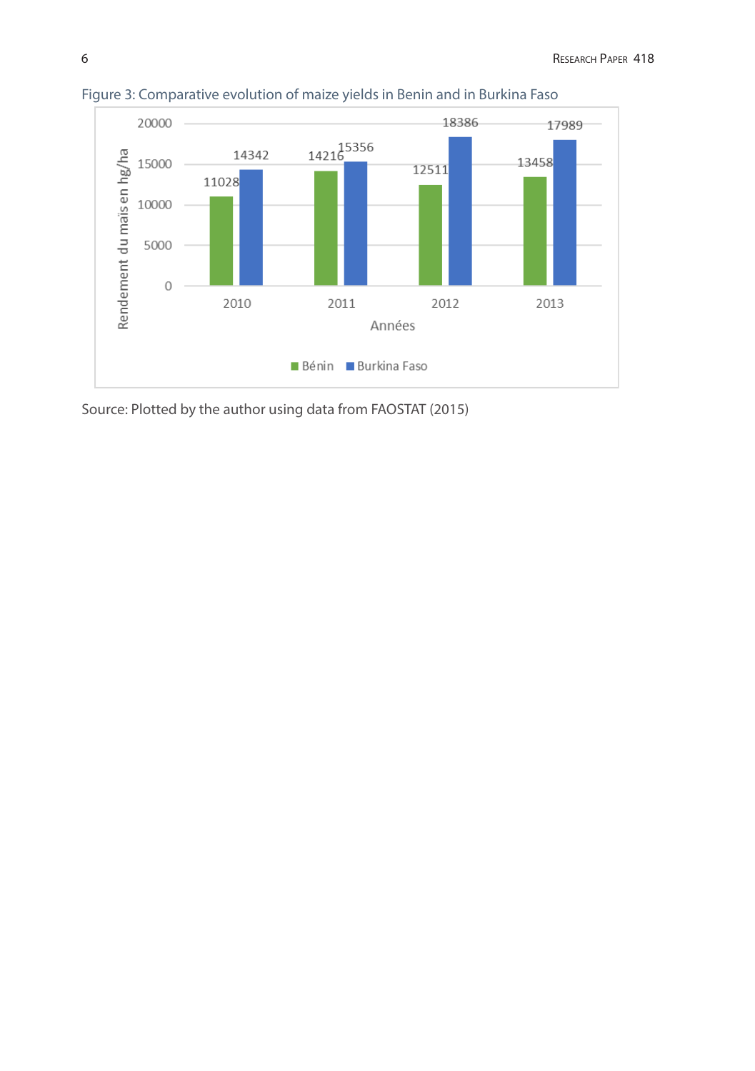Figure 3: Comparative evolution of maize yields in Benin and in Burkina Faso

| Années | Bénin | Burkina Faso |
|---|---|---|
| 2010 | 11028 | 14342 |
| 2011 | 14216 | 15356 |
| 2012 | 12511 | 18386 |
| 2013 | 13458 | 17989 |

Rendement du maïs en hg/ha

Source: Plotted by the author using data from FAOSTAT (2015)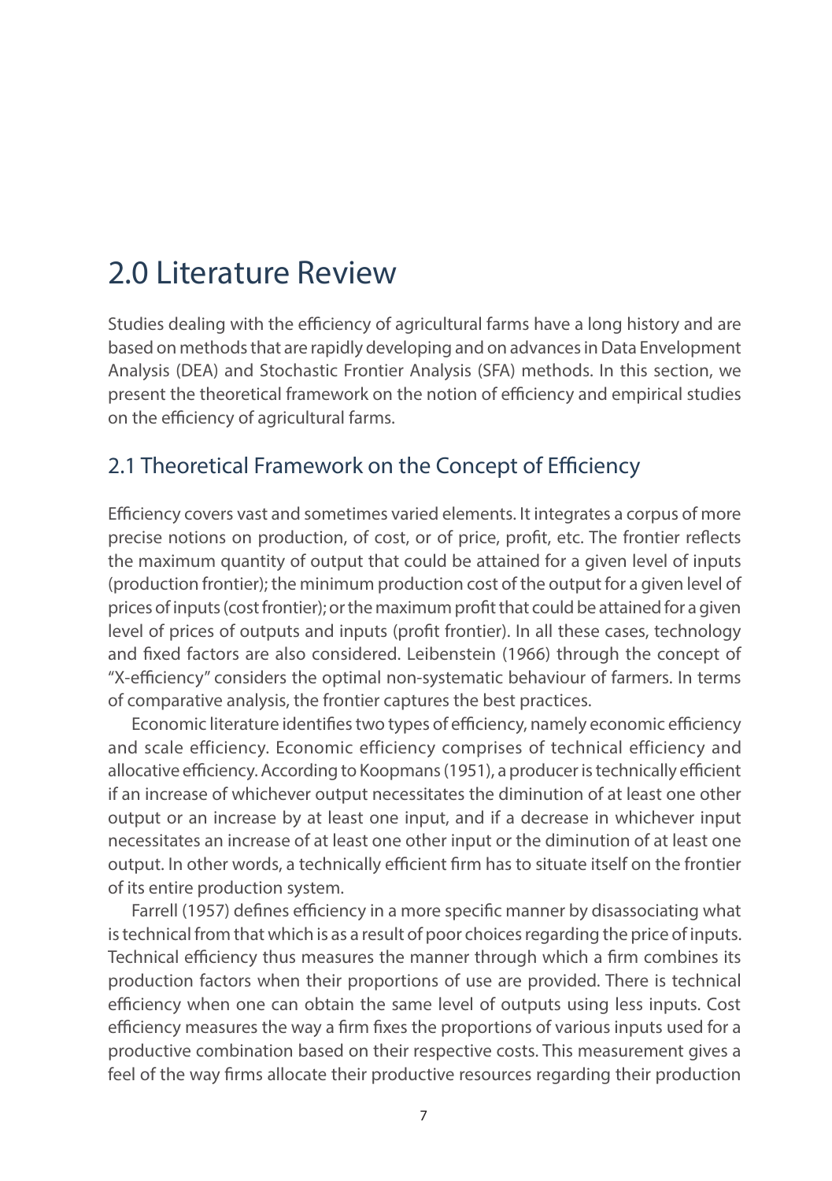# 2.0 Literature Review

Studies dealing with the efficiency of agricultural farms have a long history and are based on methods that are rapidly developing and on advances in Data Envelopment Analysis (DEA) and Stochastic Frontier Analysis (SFA) methods. In this section, we present the theoretical framework on the notion of efficiency and empirical studies on the efficiency of agricultural farms.

## 2.1 Theoretical Framework on the Concept of Efficiency

Efficiency covers vast and sometimes varied elements. It integrates a corpus of more precise notions on production, of cost, or of price, profit, etc. The frontier reflects the maximum quantity of output that could be attained for a given level of inputs (production frontier); the minimum production cost of the output for a given level of prices of inputs (cost frontier); or the maximum profit that could be attained for a given level of prices of outputs and inputs (profit frontier). In all these cases, technology and fixed factors are also considered. Leibenstein (1966) through the concept of "X-efficiency" considers the optimal non-systematic behaviour of farmers. In terms of comparative analysis, the frontier captures the best practices.

Economic literature identifies two types of efficiency, namely economic efficiency and scale efficiency. Economic efficiency comprises of technical efficiency and allocative efficiency. According to Koopmans (1951), a producer is technically efficient if an increase of whichever output necessitates the diminution of at least one other output or an increase by at least one input, and if a decrease in whichever input necessitates an increase of at least one other input or the diminution of at least one output. In other words, a technically efficient firm has to situate itself on the frontier of its entire production system.

Farrell (1957) defines efficiency in a more specific manner by disassociating what is technical from that which is as a result of poor choices regarding the price of inputs. Technical efficiency thus measures the manner through which a firm combines its production factors when their proportions of use are provided. There is technical efficiency when one can obtain the same level of outputs using less inputs. Cost efficiency measures the way a firm fixes the proportions of various inputs used for a productive combination based on their respective costs. This measurement gives a feel of the way firms allocate their productive resources regarding their production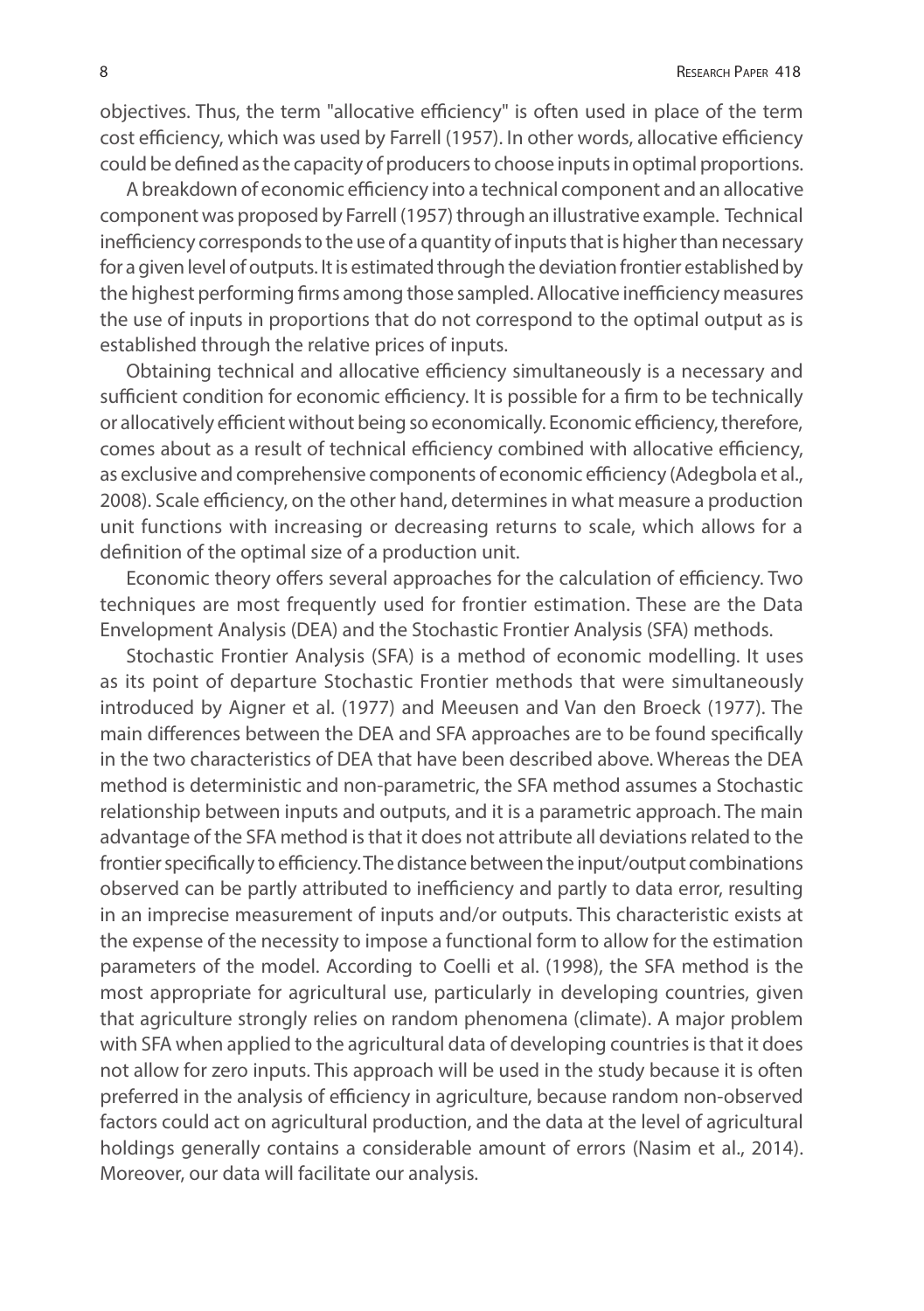objectives. Thus, the term "allocative efficiency" is often used in place of the term cost efficiency, which was used by Farrell (1957). In other words, allocative efficiency could be defined as the capacity of producers to choose inputs in optimal proportions.

A breakdown of economic efficiency into a technical component and an allocative component was proposed by Farrell (1957) through an illustrative example. Technical inefficiency corresponds to the use of a quantity of inputs that is higher than necessary for a given level of outputs. It is estimated through the deviation frontier established by the highest performing firms among those sampled. Allocative inefficiency measures the use of inputs in proportions that do not correspond to the optimal output as is established through the relative prices of inputs.

Obtaining technical and allocative efficiency simultaneously is a necessary and sufficient condition for economic efficiency. It is possible for a firm to be technically or allocatively efficient without being so economically. Economic efficiency, therefore, comes about as a result of technical efficiency combined with allocative efficiency, as exclusive and comprehensive components of economic efficiency (Adegbola et al., 2008). Scale efficiency, on the other hand, determines in what measure a production unit functions with increasing or decreasing returns to scale, which allows for a definition of the optimal size of a production unit.

Economic theory offers several approaches for the calculation of efficiency. Two techniques are most frequently used for frontier estimation. These are the Data Envelopment Analysis (DEA) and the Stochastic Frontier Analysis (SFA) methods.

Stochastic Frontier Analysis (SFA) is a method of economic modelling. It uses as its point of departure Stochastic Frontier methods that were simultaneously introduced by Aigner et al. (1977) and Meeusen and Van den Broeck (1977). The main differences between the DEA and SFA approaches are to be found specifically in the two characteristics of DEA that have been described above. Whereas the DEA method is deterministic and non-parametric, the SFA method assumes a Stochastic relationship between inputs and outputs, and it is a parametric approach. The main advantage of the SFA method is that it does not attribute all deviations related to the frontier specifically to efficiency. The distance between the input/output combinations observed can be partly attributed to inefficiency and partly to data error, resulting in an imprecise measurement of inputs and/or outputs. This characteristic exists at the expense of the necessity to impose a functional form to allow for the estimation parameters of the model. According to Coelli et al. (1998), the SFA method is the most appropriate for agricultural use, particularly in developing countries, given that agriculture strongly relies on random phenomena (climate). A major problem with SFA when applied to the agricultural data of developing countries is that it does not allow for zero inputs. This approach will be used in the study because it is often preferred in the analysis of efficiency in agriculture, because random non-observed factors could act on agricultural production, and the data at the level of agricultural holdings generally contains a considerable amount of errors (Nasim et al., 2014). Moreover, our data will facilitate our analysis.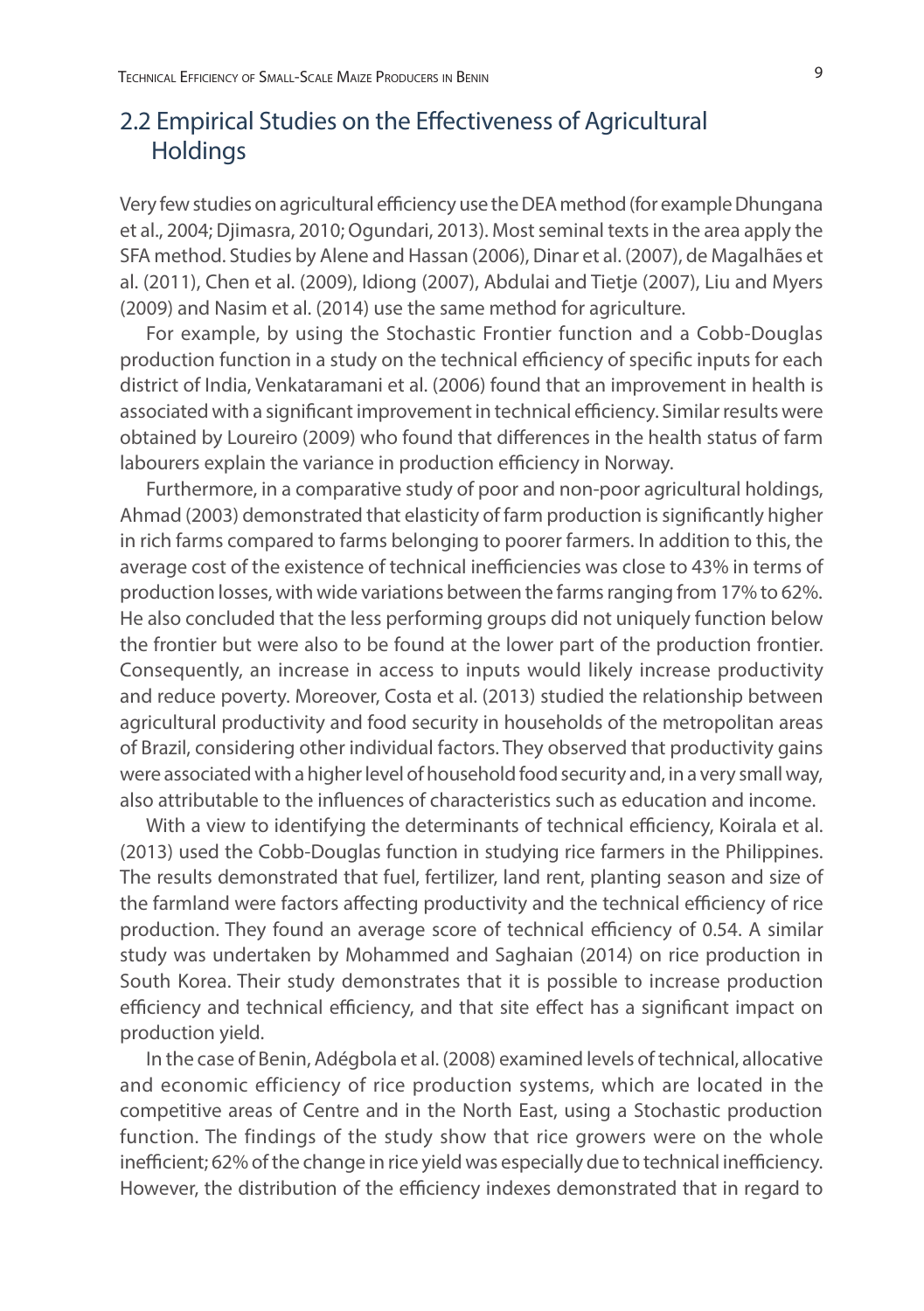## 2.2 Empirical Studies on the Effectiveness of Agricultural Holdings

Very few studies on agricultural efficiency use the DEA method (for example Dhungana et al., 2004; Djimasra, 2010; Ogundari, 2013). Most seminal texts in the area apply the SFA method. Studies by Alene and Hassan (2006), Dinar et al. (2007), de Magalhães et al. (2011), Chen et al. (2009), Idiong (2007), Abdulai and Tietje (2007), Liu and Myers (2009) and Nasim et al. (2014) use the same method for agriculture.

For example, by using the Stochastic Frontier function and a Cobb-Douglas production function in a study on the technical efficiency of specific inputs for each district of India, Venkataramani et al. (2006) found that an improvement in health is associated with a significant improvement in technical efficiency. Similar results were obtained by Loureiro (2009) who found that differences in the health status of farm labourers explain the variance in production efficiency in Norway.

Furthermore, in a comparative study of poor and non-poor agricultural holdings, Ahmad (2003) demonstrated that elasticity of farm production is significantly higher in rich farms compared to farms belonging to poorer farmers. In addition to this, the average cost of the existence of technical inefficiencies was close to 43% in terms of production losses, with wide variations between the farms ranging from 17% to 62%. He also concluded that the less performing groups did not uniquely function below the frontier but were also to be found at the lower part of the production frontier. Consequently, an increase in access to inputs would likely increase productivity and reduce poverty. Moreover, Costa et al. (2013) studied the relationship between agricultural productivity and food security in households of the metropolitan areas of Brazil, considering other individual factors. They observed that productivity gains were associated with a higher level of household food security and, in a very small way, also attributable to the influences of characteristics such as education and income.

With a view to identifying the determinants of technical efficiency, Koirala et al. (2013) used the Cobb-Douglas function in studying rice farmers in the Philippines. The results demonstrated that fuel, fertilizer, land rent, planting season and size of the farmland were factors affecting productivity and the technical efficiency of rice production. They found an average score of technical efficiency of 0.54. A similar study was undertaken by Mohammed and Saghaian (2014) on rice production in South Korea. Their study demonstrates that it is possible to increase production efficiency and technical efficiency, and that site effect has a significant impact on production yield.

In the case of Benin, Adégbola et al. (2008) examined levels of technical, allocative and economic efficiency of rice production systems, which are located in the competitive areas of Centre and in the North East, using a Stochastic production function. The findings of the study show that rice growers were on the whole inefficient; 62% of the change in rice yield was especially due to technical inefficiency. However, the distribution of the efficiency indexes demonstrated that in regard to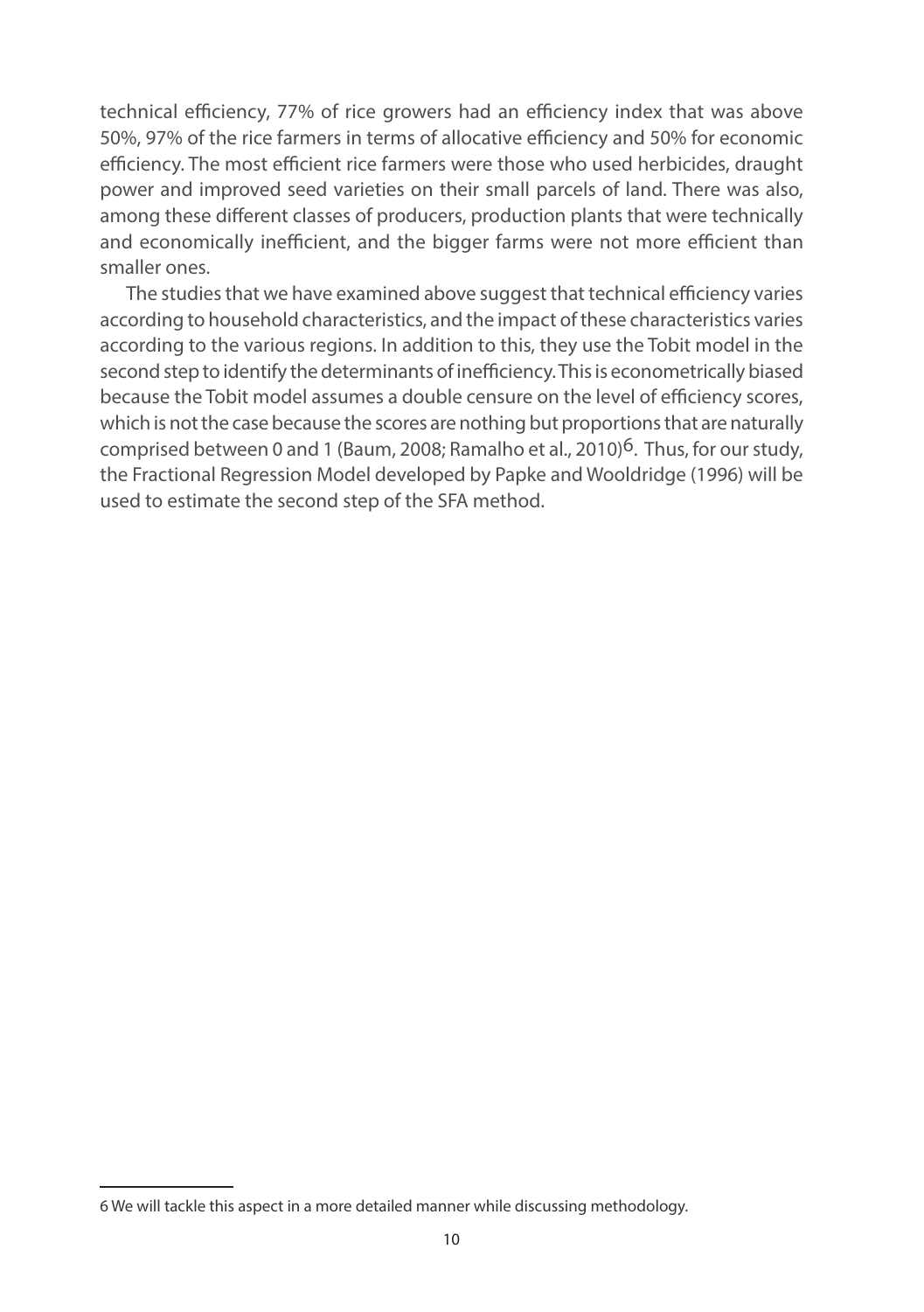technical efficiency, 77% of rice growers had an efficiency index that was above 50%, 97% of the rice farmers in terms of allocative efficiency and 50% for economic efficiency. The most efficient rice farmers were those who used herbicides, draught power and improved seed varieties on their small parcels of land. There was also, among these different classes of producers, production plants that were technically and economically inefficient, and the bigger farms were not more efficient than smaller ones.

The studies that we have examined above suggest that technical efficiency varies according to household characteristics, and the impact of these characteristics varies according to the various regions. In addition to this, they use the Tobit model in the second step to identify the determinants of inefficiency. This is econometrically biased because the Tobit model assumes a double censure on the level of efficiency scores, which is not the case because the scores are nothing but proportions that are naturally comprised between 0 and 1 (Baum, 2008; Ramalho et al., 2010)[6]. Thus, for our study, the Fractional Regression Model developed by Papke and Wooldridge (1996) will be used to estimate the second step of the SFA method.

6 We will tackle this aspect in a more detailed manner while discussing methodology.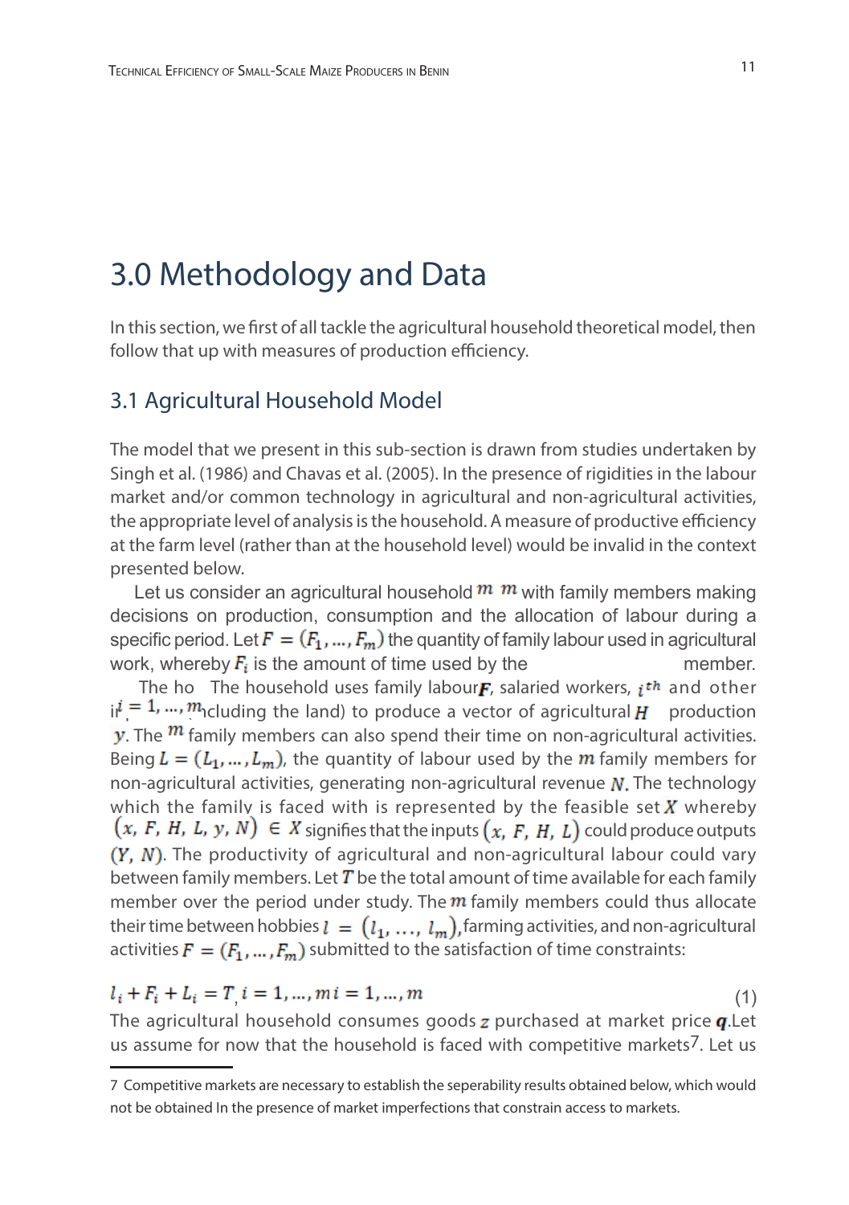# 3.0 Methodology and Data

In this section, we first of all tackle the agricultural household theoretical model, then follow that up with measures of production efficiency.

## 3.1 Agricultural Household Model

The model that we present in this sub-section is drawn from studies undertaken by Singh et al. (1986) and Chavas et al. (2005). In the presence of rigidities in the labour market and/or common technology in agricultural and non-agricultural activities, the appropriate level of analysis is the household. A measure of productive efficiency at the farm level (rather than at the household level) would be invalid in the context presented below.

Let us consider an agricultural household $m$ $m$ with family members making decisions on production, consumption and the allocation of labour during a specific period. Let $F = (F_1, \dots, F_m)$ the quantity of family labour used in agricultural work, whereby $F_i$ is the amount of time used by the member.

The ho The household uses family labour $F$, salaried workers, $i^{th}$ and other i$i = 1, \dots, m$ cluding the land) to produce a vector of agricultural $H$ production $y$. The $m$ family members can also spend their time on non-agricultural activities. Being $L = (L_1, \dots, L_m)$, the quantity of labour used by the $m$ family members for non-agricultural activities, generating non-agricultural revenue $N$. The technology which the family is faced with is represented by the feasible set $X$ whereby $(x, F, H, L, y, N) \in X$ signifies that the inputs $(x, F, H, L)$ could produce outputs $(Y, N)$. The productivity of agricultural and non-agricultural labour could vary between family members. Let $T$ be the total amount of time available for each family member over the period under study. The $m$ family members could thus allocate their time between hobbies $l = (l_1, \dots, l_m)$, farming activities, and non-agricultural activities $F = (F_1, \dots, F_m)$ submitted to the satisfaction of time constraints:

$$l_i + F_i + L_i = T, \; i = 1, \dots, m \; i = 1, \dots, m \tag{1}$$

The agricultural household consumes goods $z$ purchased at market price $q$. Let us assume for now that the household is faced with competitive markets[7]. Let us

[7] Competitive markets are necessary to establish the seperability results obtained below, which would not be obtained In the presence of market imperfections that constrain access to markets.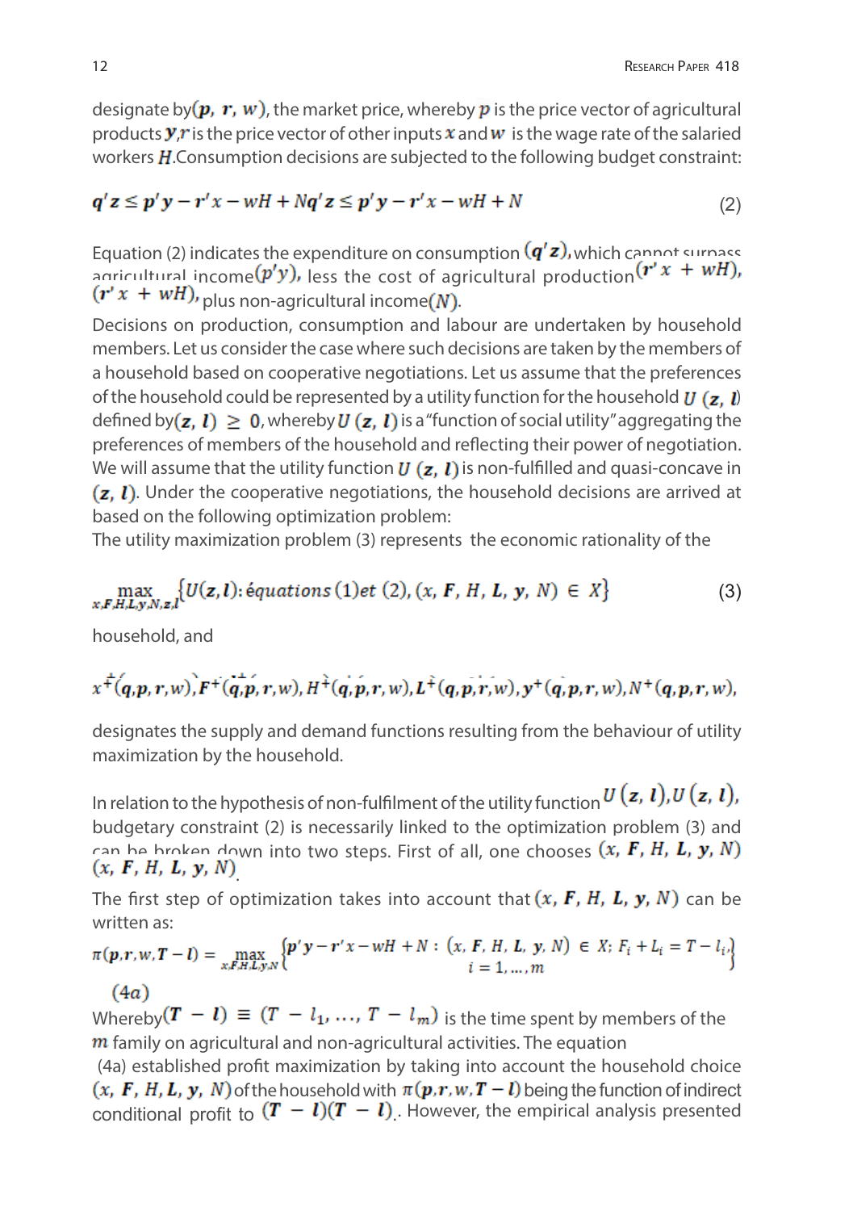designate by$(\boldsymbol{p},\ \boldsymbol{r},\ \boldsymbol{w})$, the market price, whereby $\boldsymbol{p}$ is the price vector of agricultural products $\boldsymbol{y}$,$\boldsymbol{r}$ is the price vector of other inputs $\boldsymbol{x}$ and $\boldsymbol{w}$ is the wage rate of the salaried workers $\boldsymbol{H}$.Consumption decisions are subjected to the following budget constraint:

$$\boldsymbol{q}'\boldsymbol{z} \leq \boldsymbol{p}'\boldsymbol{y} - \boldsymbol{r}'\boldsymbol{x} - wH + N\boldsymbol{q}'\boldsymbol{z} \leq \boldsymbol{p}'\boldsymbol{y} - \boldsymbol{r}'\boldsymbol{x} - wH + N \tag{2}$$

Equation (2) indicates the expenditure on consumption $(\boldsymbol{q}'\boldsymbol{z})$, which cannot surpass agricultural income$(p'y)$, less the cost of agricultural production$(\boldsymbol{r}'\,x\ +\ wH)$, $(\boldsymbol{r}'\,x\ +\ wH)$, plus non-agricultural income$(N)$.

Decisions on production, consumption and labour are undertaken by household members. Let us consider the case where such decisions are taken by the members of a household based on cooperative negotiations. Let us assume that the preferences of the household could be represented by a utility function for the household $U\ (\boldsymbol{z},\ \boldsymbol{l})$ defined by$(\boldsymbol{z},\ \boldsymbol{l})\ \geq\ 0$, whereby $U\ (\boldsymbol{z},\ \boldsymbol{l})$ is a "function of social utility" aggregating the preferences of members of the household and reflecting their power of negotiation. We will assume that the utility function $U\ (\boldsymbol{z},\ \boldsymbol{l})$ is non-fulfilled and quasi-concave in $(\boldsymbol{z},\ \boldsymbol{l})$. Under the cooperative negotiations, the household decisions are arrived at based on the following optimization problem:

The utility maximization problem (3) represents the economic rationality of the

$$\max_{x,\boldsymbol{F},\boldsymbol{H},\boldsymbol{L},\boldsymbol{y},\boldsymbol{N},\boldsymbol{z},\boldsymbol{l}} \left\{ U(\boldsymbol{z},\boldsymbol{l}) : \acute{e}quations\ (1) et\ (2),\ (x,\ \boldsymbol{F},\ H,\ \boldsymbol{L},\ \boldsymbol{y},\ N)\ \in\ X \right\} \tag{3}$$

household, and

$$x^{+}(\boldsymbol{q},\boldsymbol{p},\boldsymbol{r},w), \boldsymbol{F}^{+}(\boldsymbol{q},\boldsymbol{p},\boldsymbol{r},w), H^{+}(\boldsymbol{q},\boldsymbol{p},\boldsymbol{r},w), \boldsymbol{L}^{+}(\boldsymbol{q},\boldsymbol{p},\boldsymbol{r},w), \boldsymbol{y}^{+}(\boldsymbol{q},\boldsymbol{p},\boldsymbol{r},w), N^{+}(\boldsymbol{q},\boldsymbol{p},\boldsymbol{r},w),$$

designates the supply and demand functions resulting from the behaviour of utility maximization by the household.

In relation to the hypothesis of non-fulfilment of the utility function $U\ (\boldsymbol{z},\ \boldsymbol{l})$,$U\ (\boldsymbol{z},\ \boldsymbol{l})$, budgetary constraint (2) is necessarily linked to the optimization problem (3) and can be broken down into two steps. First of all, one chooses $(x,\ \boldsymbol{F},\ H,\ \boldsymbol{L},\ \boldsymbol{y},\ N)$ $(x,\ \boldsymbol{F},\ H,\ \boldsymbol{L},\ \boldsymbol{y},\ N)$.

The first step of optimization takes into account that $(x,\ \boldsymbol{F},\ H,\ \boldsymbol{L},\ \boldsymbol{y},\ N)$ can be written as:

$$\pi(\boldsymbol{p},\boldsymbol{r},w,\boldsymbol{T}-\boldsymbol{l}) = \max_{x,\boldsymbol{F},\boldsymbol{H},\boldsymbol{L},\boldsymbol{y},N} \left\{ \boldsymbol{p}'\boldsymbol{y} - \boldsymbol{r}'x - wH + N :\ (x,\ \boldsymbol{F},\ H,\ \boldsymbol{L},\ \boldsymbol{y},\ N)\ \in\ X;\ F_i + L_i = T - l_i, \atop i = 1, \ldots, m \right\}$$

$(4a)$

Whereby$(\boldsymbol{T}\ -\ \boldsymbol{l})\ \equiv\ (T\ -\ l_1,\ \ldots,\ T\ -\ l_m)$ is the time spent by members of the $m$ family on agricultural and non-agricultural activities. The equation (4a) established profit maximization by taking into account the household choice $(x,\ \boldsymbol{F},\ H,\boldsymbol{L},\ \boldsymbol{y},\ N)$ of the household with $\pi(\boldsymbol{p},\boldsymbol{r},w,\boldsymbol{T}-\boldsymbol{l})$ being the function of indirect conditional profit to $(\boldsymbol{T}\ -\ \boldsymbol{l})(\boldsymbol{T}\ -\ \boldsymbol{l})$. However, the empirical analysis presented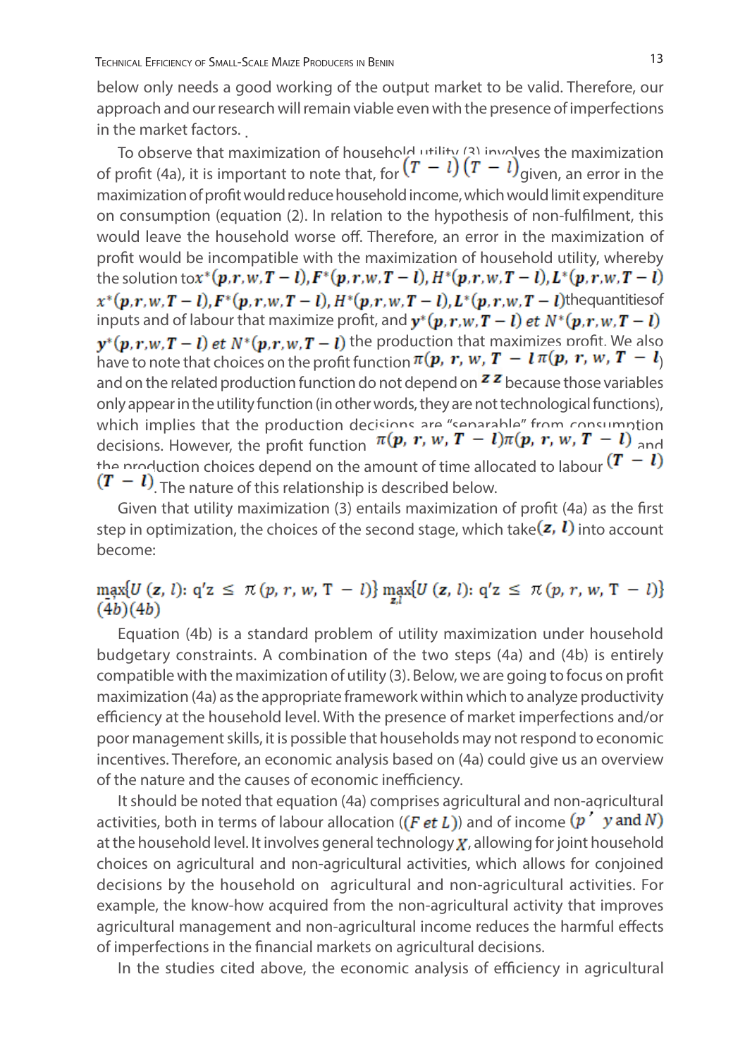below only needs a good working of the output market to be valid. Therefore, our approach and our research will remain viable even with the presence of imperfections in the market factors.

To observe that maximization of household utility (3) involves the maximization of profit (4a), it is important to note that, for $(T - l)$ $(T - l)$ given, an error in the maximization of profit would reduce household income, which would limit expenditure on consumption (equation (2). In relation to the hypothesis of non-fulfilment, this would leave the household worse off. Therefore, an error in the maximization of profit would be incompatible with the maximization of household utility, whereby the solution to $x^*(p, r, w, T - l), F^*(p, r, w, T - l), H^*(p, r, w, T - l), L^*(p, r, w, T - l)$ $x^*(p, r, w, T - l), F^*(p, r, w, T - l), H^*(p, r, w, T - l), L^*(p, r, w, T - l)$ the quantities of inputs and of labour that maximize profit, and $y^*(p, r, w, T - l)$ et $N^*(p, r, w, T - l)$ $y^*(p, r, w, T - l)$ et $N^*(p, r, w, T - l)$ the production that maximizes profit. We also have to note that choices on the profit function $\pi(p, r, w, T - l$ $\pi(p, r, w, T - l)$ and on the related production function do not depend on $z$ $z$ because those variables only appear in the utility function (in other words, they are not technological functions), which implies that the production decisions are "separable" from consumption decisions. However, the profit function $\pi(p, r, w, T - l)\pi(p, r, w, T - l)$ and the production choices depend on the amount of time allocated to labour $(T - l)$ $(T - l)$. The nature of this relationship is described below.

Given that utility maximization (3) entails maximization of profit (4a) as the first step in optimization, the choices of the second stage, which take $(z, l)$ into account become:

$$\max\{U(z, l): q'z \leq \pi(p, r, w, T - l)\} \max_{z,l}\{U(z, l): q'z \leq \pi(p, r, w, T - l)\} \quad (4b)(4b)$$

Equation (4b) is a standard problem of utility maximization under household budgetary constraints. A combination of the two steps (4a) and (4b) is entirely compatible with the maximization of utility (3). Below, we are going to focus on profit maximization (4a) as the appropriate framework within which to analyze productivity efficiency at the household level. With the presence of market imperfections and/or poor management skills, it is possible that households may not respond to economic incentives. Therefore, an economic analysis based on (4a) could give us an overview of the nature and the causes of economic inefficiency.

It should be noted that equation (4a) comprises agricultural and non-agricultural activities, both in terms of labour allocation ($(F$ et $L)$) and of income $(p'\ y$ and $N)$ at the household level. It involves general technology $X$, allowing for joint household choices on agricultural and non-agricultural activities, which allows for conjoined decisions by the household on agricultural and non-agricultural activities. For example, the know-how acquired from the non-agricultural activity that improves agricultural management and non-agricultural income reduces the harmful effects of imperfections in the financial markets on agricultural decisions.

In the studies cited above, the economic analysis of efficiency in agricultural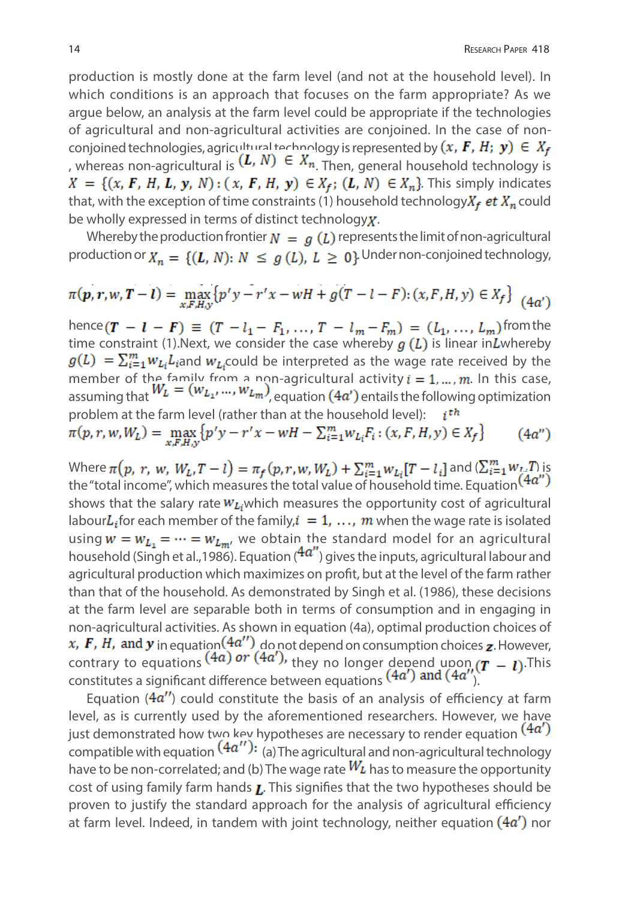production is mostly done at the farm level (and not at the household level). In which conditions is an approach that focuses on the farm appropriate? As we argue below, an analysis at the farm level could be appropriate if the technologies of agricultural and non-agricultural activities are conjoined. In the case of non-conjoined technologies, agricultural technology is represented by $(x, \boldsymbol{F}, H;\ \boldsymbol{y}) \in X_f$, whereas non-agricultural is $(\boldsymbol{L}, N) \in X_n$. Then, general household technology is $X = \{(x, \boldsymbol{F}, H, \boldsymbol{L}, \boldsymbol{y}, N) : (x, \boldsymbol{F}, H, \boldsymbol{y}) \in X_f;\ (\boldsymbol{L}, N) \in X_n\}$. This simply indicates that, with the exception of time constraints (1) household technology $X_f$ *et* $X_n$ could be wholly expressed in terms of distinct technology $\boldsymbol{X}$.

Whereby the production frontier $N = g(L)$ represents the limit of non-agricultural production or $X_n = \{(\boldsymbol{L}, N) : N \leq g(L),\ L \geq 0\}$. Under non-conjoined technology,

$$\pi(\boldsymbol{p}, r, w, \boldsymbol{T} - \boldsymbol{l}) = \max_{x,F,H,y}\{p'y - r'x - wH + g(T - l - F) : (x, F, H, y) \in X_f\} \quad (4a')$$

hence $(\boldsymbol{T} - \boldsymbol{l} - \boldsymbol{F}) \equiv (T - l_1 - F_1, \ldots, T - l_m - F_m) = (L_1, \ldots, L_m)$ from the time constraint (1).Next, we consider the case whereby $g(L)$ is linear in $\boldsymbol{L}$ whereby $g(L) = \sum_{i=1}^{m} w_{L_i} L_i$ and $w_{L_i}$ could be interpreted as the wage rate received by the member of the family from a non-agricultural activity $i = 1, \ldots, m$. In this case, assuming that $W_L = (w_{L_1}, \ldots, w_{L_m})$, equation $(4a')$ entails the following optimization problem at the farm level (rather than at the household level): $i^{th}$

$$\pi(p, r, w, W_L) = \max_{x,F,H,y}\{p'y - r'x - wH - \textstyle\sum_{i=1}^{m} w_{L_i} F_i : (x, F, H, y) \in X_f\} \quad (4a'')$$

Where $\pi(p, r, w, W_L, T - l) = \pi_f(p, r, w, W_L) + \sum_{i=1}^{m} w_{L_i}[T - l_i]$ and $(\sum_{i=1}^{m} w_{L_i} T)$ is the "total income", which measures the total value of household time. Equation $(4a'')$ shows that the salary rate $w_{L_i}$ which measures the opportunity cost of agricultural labour $L_i$ for each member of the family, $i = 1, \ldots, m$ when the wage rate is isolated using $w = w_{L_1} = \cdots = w_{L_m}$, we obtain the standard model for an agricultural household (Singh et al.,1986). Equation $(4a'')$ gives the inputs, agricultural labour and agricultural production which maximizes on profit, but at the level of the farm rather than that of the household. As demonstrated by Singh et al. (1986), these decisions at the farm level are separable both in terms of consumption and in engaging in non-agricultural activities. As shown in equation (4a), optimal production choices of $x$, $\boldsymbol{F}$, $H$, and $\boldsymbol{y}$ in equation $(4a'')$ do not depend on consumption choices $\boldsymbol{z}$. However, contrary to equations $(4a)$ *or* $(4a')$, they no longer depend upon $(\boldsymbol{T} - \boldsymbol{l})$. This constitutes a significant difference between equations $(4a')$ and $(4a'')$.

Equation $(4a'')$ could constitute the basis of an analysis of efficiency at farm level, as is currently used by the aforementioned researchers. However, we have just demonstrated how two key hypotheses are necessary to render equation $(4a')$ compatible with equation $(4a'')$: (a) The agricultural and non-agricultural technology have to be non-correlated; and (b) The wage rate $W_L$ has to measure the opportunity cost of using family farm hands $\boldsymbol{L}$. This signifies that the two hypotheses should be proven to justify the standard approach for the analysis of agricultural efficiency at farm level. Indeed, in tandem with joint technology, neither equation $(4a')$ nor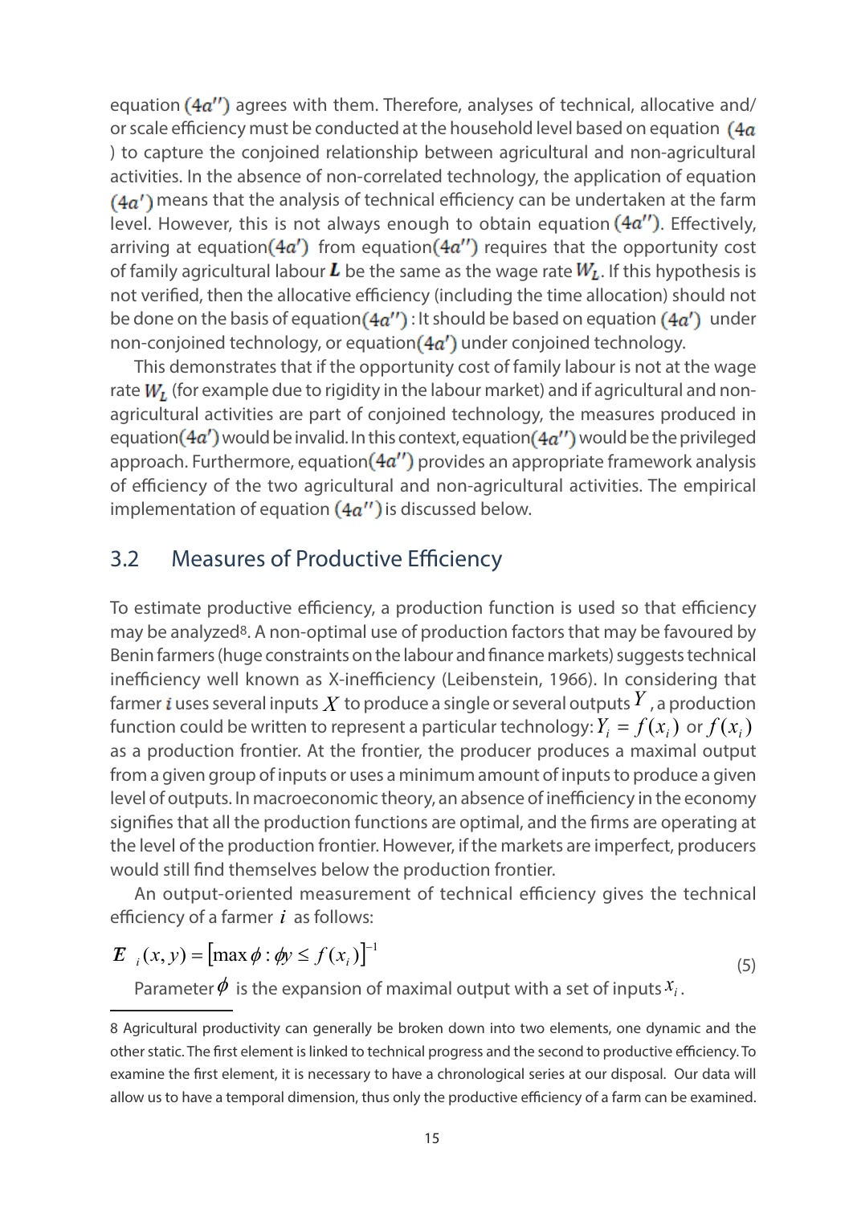equation $(4a'')$ agrees with them. Therefore, analyses of technical, allocative and/or scale efficiency must be conducted at the household level based on equation $(4a)$ to capture the conjoined relationship between agricultural and non-agricultural activities. In the absence of non-correlated technology, the application of equation $(4a')$ means that the analysis of technical efficiency can be undertaken at the farm level. However, this is not always enough to obtain equation $(4a'')$. Effectively, arriving at equation $(4a')$ from equation $(4a'')$ requires that the opportunity cost of family agricultural labour $\boldsymbol{L}$ be the same as the wage rate $W_L$. If this hypothesis is not verified, then the allocative efficiency (including the time allocation) should not be done on the basis of equation $(4a'')$ : It should be based on equation $(4a')$ under non-conjoined technology, or equation $(4a')$ under conjoined technology.

This demonstrates that if the opportunity cost of family labour is not at the wage rate $W_L$ (for example due to rigidity in the labour market) and if agricultural and non-agricultural activities are part of conjoined technology, the measures produced in equation $(4a')$ would be invalid. In this context, equation $(4a'')$ would be the privileged approach. Furthermore, equation $(4a'')$ provides an appropriate framework analysis of efficiency of the two agricultural and non-agricultural activities. The empirical implementation of equation $(4a'')$ is discussed below.

## 3.2 Measures of Productive Efficiency

To estimate productive efficiency, a production function is used so that efficiency may be analyzed[8]. A non-optimal use of production factors that may be favoured by Benin farmers (huge constraints on the labour and finance markets) suggests technical inefficiency well known as X-inefficiency (Leibenstein, 1966). In considering that farmer $i$ uses several inputs $X$ to produce a single or several outputs $Y$, a production function could be written to represent a particular technology: $Y_i = f(x_i)$ or $f(x_i)$ as a production frontier. At the frontier, the producer produces a maximal output from a given group of inputs or uses a minimum amount of inputs to produce a given level of outputs. In macroeconomic theory, an absence of inefficiency in the economy signifies that all the production functions are optimal, and the firms are operating at the level of the production frontier. However, if the markets are imperfect, producers would still find themselves below the production frontier.

An output-oriented measurement of technical efficiency gives the technical efficiency of a farmer $i$ as follows:

$$\boldsymbol{E}_{i}(x, y) = \left[\max \phi : \phi y \leq f(x_i)\right]^{-1} \tag{5}$$

Parameter $\phi$ is the expansion of maximal output with a set of inputs $x_i$.

8 Agricultural productivity can generally be broken down into two elements, one dynamic and the other static. The first element is linked to technical progress and the second to productive efficiency. To examine the first element, it is necessary to have a chronological series at our disposal. Our data will allow us to have a temporal dimension, thus only the productive efficiency of a farm can be examined.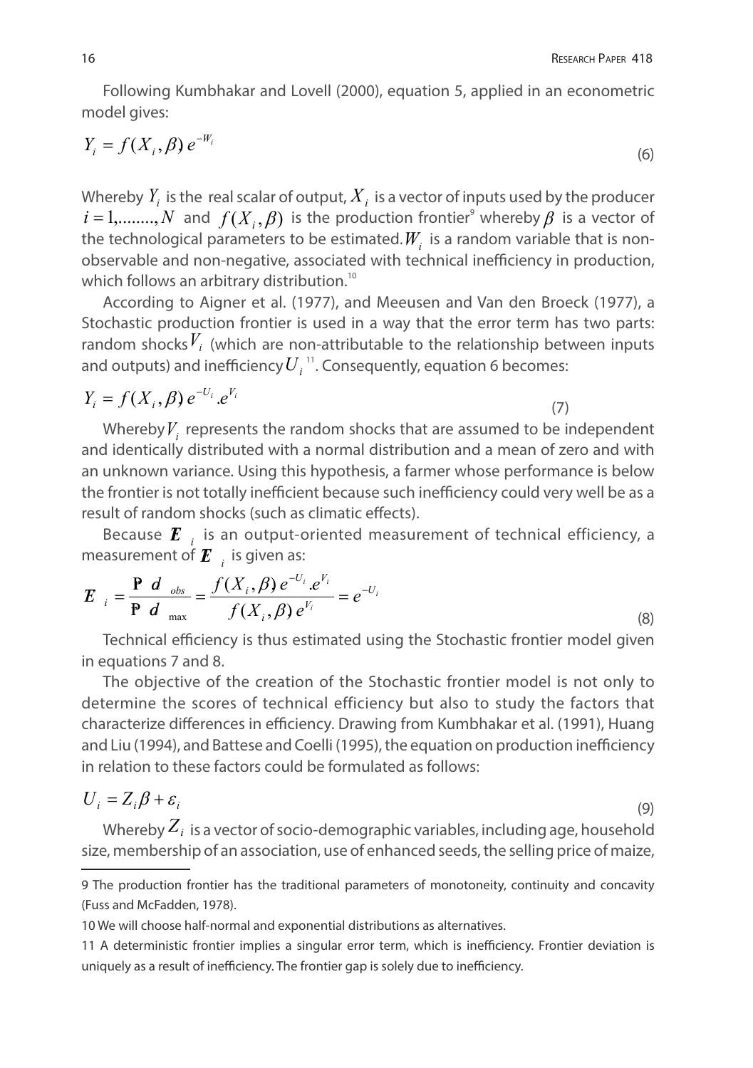Following Kumbhakar and Lovell (2000), equation 5, applied in an econometric model gives:

$$Y_i = f(X_i, \beta)\, e^{-W_i} \tag{6}$$

Whereby $Y_i$ is the real scalar of output, $X_i$ is a vector of inputs used by the producer $i = 1, ........, N$ and $f(X_i, \beta)$ is the production frontier[9] whereby $\beta$ is a vector of the technological parameters to be estimated. $W_i$ is a random variable that is non-observable and non-negative, associated with technical inefficiency in production, which follows an arbitrary distribution.[10]

According to Aigner et al. (1977), and Meeusen and Van den Broeck (1977), a Stochastic production frontier is used in a way that the error term has two parts: random shocks $V_i$ (which are non-attributable to the relationship between inputs and outputs) and inefficiency $U_i$[11]. Consequently, equation 6 becomes:

$$Y_i = f(X_i, \beta)\, e^{-U_i} . e^{V_i} \tag{7}$$

Whereby $V_i$ represents the random shocks that are assumed to be independent and identically distributed with a normal distribution and a mean of zero and with an unknown variance. Using this hypothesis, a farmer whose performance is below the frontier is not totally inefficient because such inefficiency could very well be as a result of random shocks (such as climatic effects).

Because $TE_i$ is an output-oriented measurement of technical efficiency, a measurement of $TE_i$ is given as:

$$TE_i = \frac{Prod_{obs}}{Prod_{\max}} = \frac{f(X_i, \beta)\, e^{-U_i} . e^{V_i}}{f(X_i, \beta)\, e^{V_i}} = e^{-U_i} \tag{8}$$

Technical efficiency is thus estimated using the Stochastic frontier model given in equations 7 and 8.

The objective of the creation of the Stochastic frontier model is not only to determine the scores of technical efficiency but also to study the factors that characterize differences in efficiency. Drawing from Kumbhakar et al. (1991), Huang and Liu (1994), and Battese and Coelli (1995), the equation on production inefficiency in relation to these factors could be formulated as follows:

$$U_i = Z_i \beta + \varepsilon_i \tag{9}$$

Whereby $Z_i$ is a vector of socio-demographic variables, including age, household size, membership of an association, use of enhanced seeds, the selling price of maize,

---

9 The production frontier has the traditional parameters of monotoneity, continuity and concavity (Fuss and McFadden, 1978).

10 We will choose half-normal and exponential distributions as alternatives.

11 A deterministic frontier implies a singular error term, which is inefficiency. Frontier deviation is uniquely as a result of inefficiency. The frontier gap is solely due to inefficiency.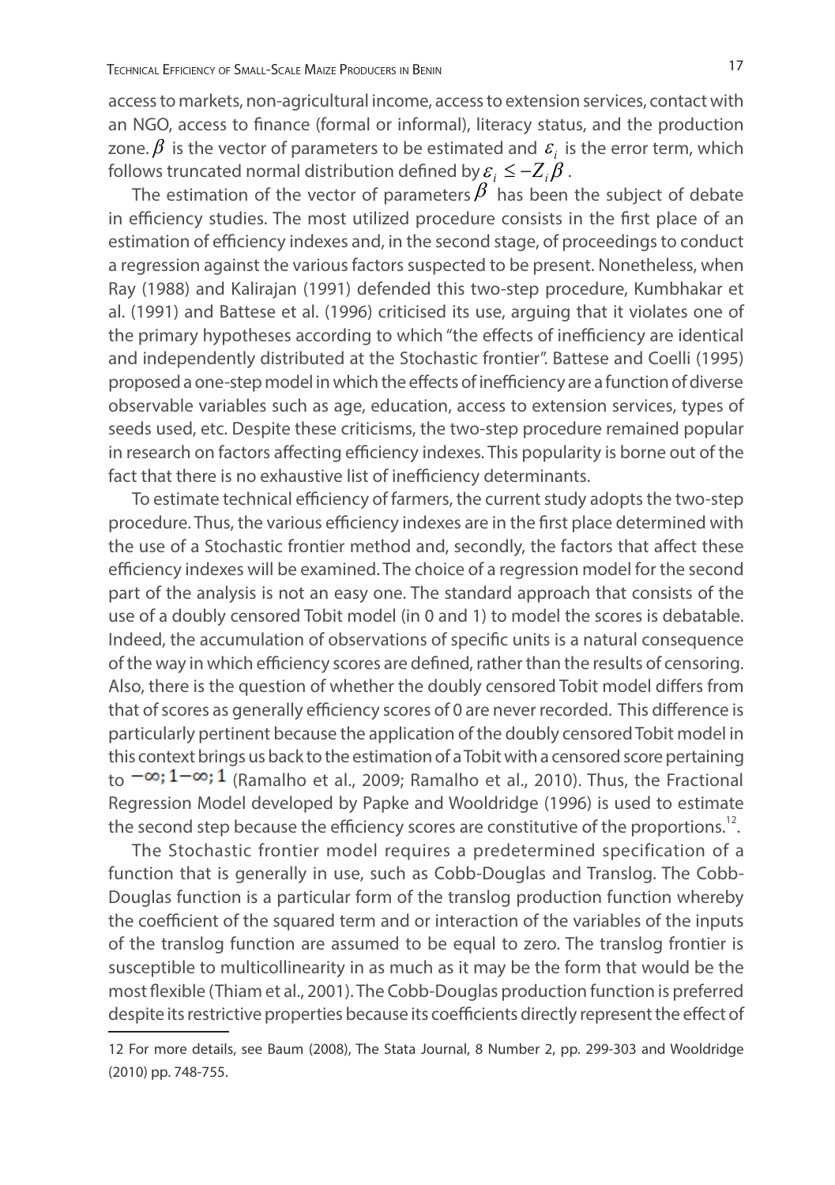access to markets, non-agricultural income, access to extension services, contact with an NGO, access to finance (formal or informal), literacy status, and the production zone. $\beta$ is the vector of parameters to be estimated and $\varepsilon_i$ is the error term, which follows truncated normal distribution defined by $\varepsilon_i \leq -Z_i\beta$.

The estimation of the vector of parameters $\beta$ has been the subject of debate in efficiency studies. The most utilized procedure consists in the first place of an estimation of efficiency indexes and, in the second stage, of proceedings to conduct a regression against the various factors suspected to be present. Nonetheless, when Ray (1988) and Kalirajan (1991) defended this two-step procedure, Kumbhakar et al. (1991) and Battese et al. (1996) criticised its use, arguing that it violates one of the primary hypotheses according to which "the effects of inefficiency are identical and independently distributed at the Stochastic frontier". Battese and Coelli (1995) proposed a one-step model in which the effects of inefficiency are a function of diverse observable variables such as age, education, access to extension services, types of seeds used, etc. Despite these criticisms, the two-step procedure remained popular in research on factors affecting efficiency indexes. This popularity is borne out of the fact that there is no exhaustive list of inefficiency determinants.

To estimate technical efficiency of farmers, the current study adopts the two-step procedure. Thus, the various efficiency indexes are in the first place determined with the use of a Stochastic frontier method and, secondly, the factors that affect these efficiency indexes will be examined. The choice of a regression model for the second part of the analysis is not an easy one. The standard approach that consists of the use of a doubly censored Tobit model (in 0 and 1) to model the scores is debatable. Indeed, the accumulation of observations of specific units is a natural consequence of the way in which efficiency scores are defined, rather than the results of censoring. Also, there is the question of whether the doubly censored Tobit model differs from that of scores as generally efficiency scores of 0 are never recorded. This difference is particularly pertinent because the application of the doubly censored Tobit model in this context brings us back to the estimation of a Tobit with a censored score pertaining to $-\infty; 1 - \infty; 1$ (Ramalho et al., 2009; Ramalho et al., 2010). Thus, the Fractional Regression Model developed by Papke and Wooldridge (1996) is used to estimate the second step because the efficiency scores are constitutive of the proportions.[12].

The Stochastic frontier model requires a predetermined specification of a function that is generally in use, such as Cobb-Douglas and Translog. The Cobb-Douglas function is a particular form of the translog production function whereby the coefficient of the squared term and or interaction of the variables of the inputs of the translog function are assumed to be equal to zero. The translog frontier is susceptible to multicollinearity in as much as it may be the form that would be the most flexible (Thiam et al., 2001). The Cobb-Douglas production function is preferred despite its restrictive properties because its coefficients directly represent the effect of

12 For more details, see Baum (2008), The Stata Journal, 8 Number 2, pp. 299-303 and Wooldridge (2010) pp. 748-755.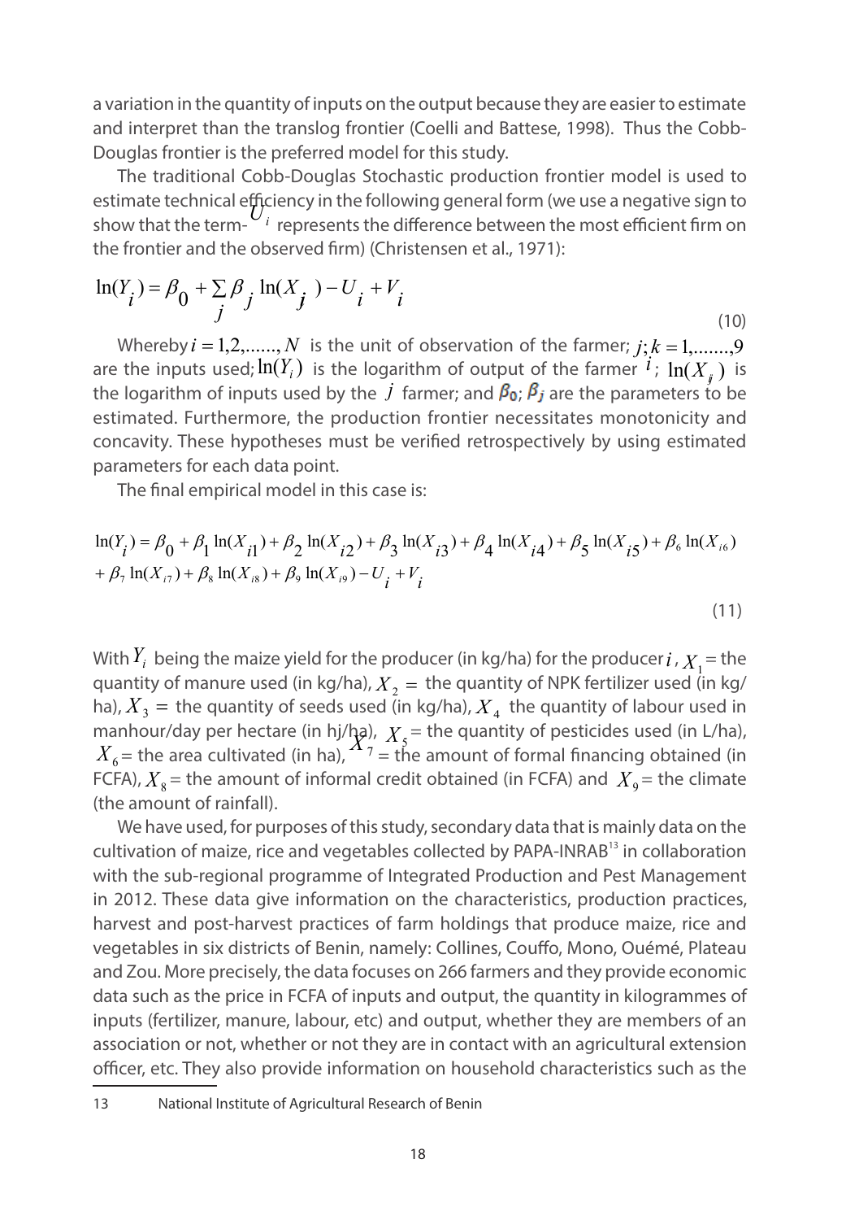a variation in the quantity of inputs on the output because they are easier to estimate and interpret than the translog frontier (Coelli and Battese, 1998). Thus the Cobb-Douglas frontier is the preferred model for this study.

The traditional Cobb-Douglas Stochastic production frontier model is used to estimate technical efficiency in the following general form (we use a negative sign to show that the term-$U_i$ represents the difference between the most efficient firm on the frontier and the observed firm) (Christensen et al., 1971):

$$\ln(Y_i) = \beta_0 + \sum_j \beta_j \ln(X_j) - U_i + V_i \tag{10}$$

Whereby $i = 1,2,......,N$ is the unit of observation of the farmer; $j;k = 1,.......,9$ are the inputs used; $\ln(Y_i)$ is the logarithm of output of the farmer $i$; $\ln(X_{ij})$ is the logarithm of inputs used by the $j$ farmer; and $\beta_0$; $\beta_j$ are the parameters to be estimated. Furthermore, the production frontier necessitates monotonicity and concavity. These hypotheses must be verified retrospectively by using estimated parameters for each data point.

The final empirical model in this case is:

$$\ln(Y_i) = \beta_0 + \beta_1 \ln(X_{i1}) + \beta_2 \ln(X_{i2}) + \beta_3 \ln(X_{i3}) + \beta_4 \ln(X_{i4}) + \beta_5 \ln(X_{i5}) + \beta_6 \ln(X_{i6}) + \beta_7 \ln(X_{i7}) + \beta_8 \ln(X_{i8}) + \beta_9 \ln(X_{i9}) - U_i + V_i \tag{11}$$

With $Y_i$ being the maize yield for the producer (in kg/ha) for the producer $i$, $X_1$ = the quantity of manure used (in kg/ha), $X_2$ = the quantity of NPK fertilizer used (in kg/ha), $X_3$ = the quantity of seeds used (in kg/ha), $X_4$ the quantity of labour used in manhour/day per hectare (in hj/ha), $X_5$ = the quantity of pesticides used (in L/ha), $X_6$ = the area cultivated (in ha), $X_7$ = the amount of formal financing obtained (in FCFA), $X_8$ = the amount of informal credit obtained (in FCFA) and $X_9$ = the climate (the amount of rainfall).

We have used, for purposes of this study, secondary data that is mainly data on the cultivation of maize, rice and vegetables collected by PAPA-INRAB[13] in collaboration with the sub-regional programme of Integrated Production and Pest Management in 2012. These data give information on the characteristics, production practices, harvest and post-harvest practices of farm holdings that produce maize, rice and vegetables in six districts of Benin, namely: Collines, Couffo, Mono, Ouémé, Plateau and Zou. More precisely, the data focuses on 266 farmers and they provide economic data such as the price in FCFA of inputs and output, the quantity in kilogrammes of inputs (fertilizer, manure, labour, etc) and output, whether they are members of an association or not, whether or not they are in contact with an agricultural extension officer, etc. They also provide information on household characteristics such as the

---

13 National Institute of Agricultural Research of Benin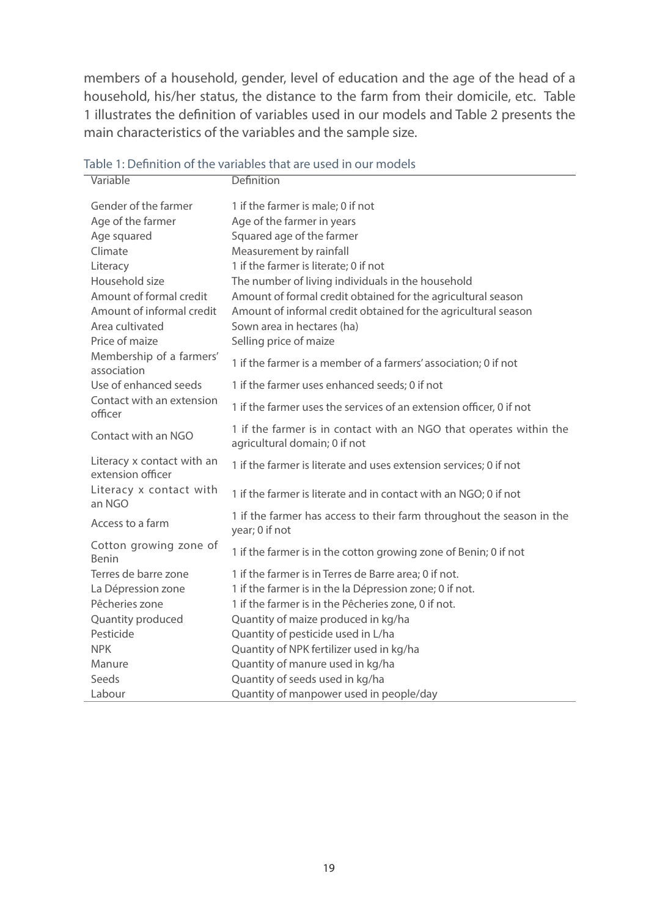members of a household, gender, level of education and the age of the head of a household, his/her status, the distance to the farm from their domicile, etc. Table 1 illustrates the definition of variables used in our models and Table 2 presents the main characteristics of the variables and the sample size.

Table 1: Definition of the variables that are used in our models

| Variable | Definition |
|---|---|
| Gender of the farmer | 1 if the farmer is male; 0 if not |
| Age of the farmer | Age of the farmer in years |
| Age squared | Squared age of the farmer |
| Climate | Measurement by rainfall |
| Literacy | 1 if the farmer is literate; 0 if not |
| Household size | The number of living individuals in the household |
| Amount of formal credit | Amount of formal credit obtained for the agricultural season |
| Amount of informal credit | Amount of informal credit obtained for the agricultural season |
| Area cultivated | Sown area in hectares (ha) |
| Price of maize | Selling price of maize |
| Membership of a farmers' association | 1 if the farmer is a member of a farmers' association; 0 if not |
| Use of enhanced seeds | 1 if the farmer uses enhanced seeds; 0 if not |
| Contact with an extension officer | 1 if the farmer uses the services of an extension officer, 0 if not |
| Contact with an NGO | 1 if the farmer is in contact with an NGO that operates within the agricultural domain; 0 if not |
| Literacy x contact with an extension officer | 1 if the farmer is literate and uses extension services; 0 if not |
| Literacy x contact with an NGO | 1 if the farmer is literate and in contact with an NGO; 0 if not |
| Access to a farm | 1 if the farmer has access to their farm throughout the season in the year; 0 if not |
| Cotton growing zone of Benin | 1 if the farmer is in the cotton growing zone of Benin; 0 if not |
| Terres de barre zone | 1 if the farmer is in Terres de Barre area; 0 if not. |
| La Dépression zone | 1 if the farmer is in the la Dépression zone; 0 if not. |
| Pêcheries zone | 1 if the farmer is in the Pêcheries zone, 0 if not. |
| Quantity produced | Quantity of maize produced in kg/ha |
| Pesticide | Quantity of pesticide used in L/ha |
| NPK | Quantity of NPK fertilizer used in kg/ha |
| Manure | Quantity of manure used in kg/ha |
| Seeds | Quantity of seeds used in kg/ha |
| Labour | Quantity of manpower used in people/day |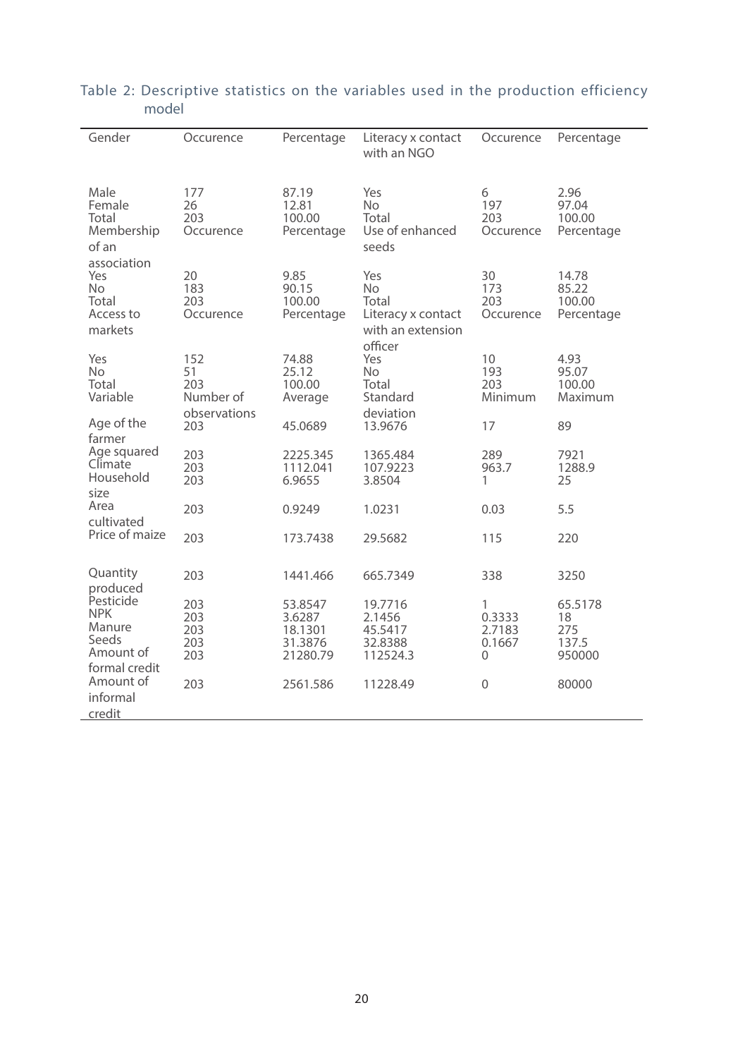Table 2: Descriptive statistics on the variables used in the production efficiency model

| Gender | Occurence | Percentage | Literacy x contact with an NGO | Occurence | Percentage |
|---|---|---|---|---|---|
| Male | 177 | 87.19 | Yes | 6 | 2.96 |
| Female | 26 | 12.81 | No | 197 | 97.04 |
| Total | 203 | 100.00 | Total | 203 | 100.00 |
| Membership of an association | Occurence | Percentage | Use of enhanced seeds | Occurence | Percentage |
| Yes | 20 | 9.85 | Yes | 30 | 14.78 |
| No | 183 | 90.15 | No | 173 | 85.22 |
| Total | 203 | 100.00 | Total | 203 | 100.00 |
| Access to markets | Occurence | Percentage | Literacy x contact with an extension officer | Occurence | Percentage |
| Yes | 152 | 74.88 | Yes | 10 | 4.93 |
| No | 51 | 25.12 | No | 193 | 95.07 |
| Total | 203 | 100.00 | Total | 203 | 100.00 |
| Variable | Number of observations | Average | Standard deviation | Minimum | Maximum |
| Age of the farmer | 203 | 45.0689 | 13.9676 | 17 | 89 |
| Age squared | 203 | 2225.345 | 1365.484 | 289 | 7921 |
| Climate | 203 | 1112.041 | 107.9223 | 963.7 | 1288.9 |
| Household size | 203 | 6.9655 | 3.8504 | 1 | 25 |
| Area cultivated | 203 | 0.9249 | 1.0231 | 0.03 | 5.5 |
| Price of maize | 203 | 173.7438 | 29.5682 | 115 | 220 |
| Quantity produced | 203 | 1441.466 | 665.7349 | 338 | 3250 |
| Pesticide | 203 | 53.8547 | 19.7716 | 1 | 65.5178 |
| NPK | 203 | 3.6287 | 2.1456 | 0.3333 | 18 |
| Manure | 203 | 18.1301 | 45.5417 | 2.7183 | 275 |
| Seeds | 203 | 31.3876 | 32.8388 | 0.1667 | 137.5 |
| Amount of formal credit | 203 | 21280.79 | 112524.3 | 0 | 950000 |
| Amount of informal credit | 203 | 2561.586 | 11228.49 | 0 | 80000 |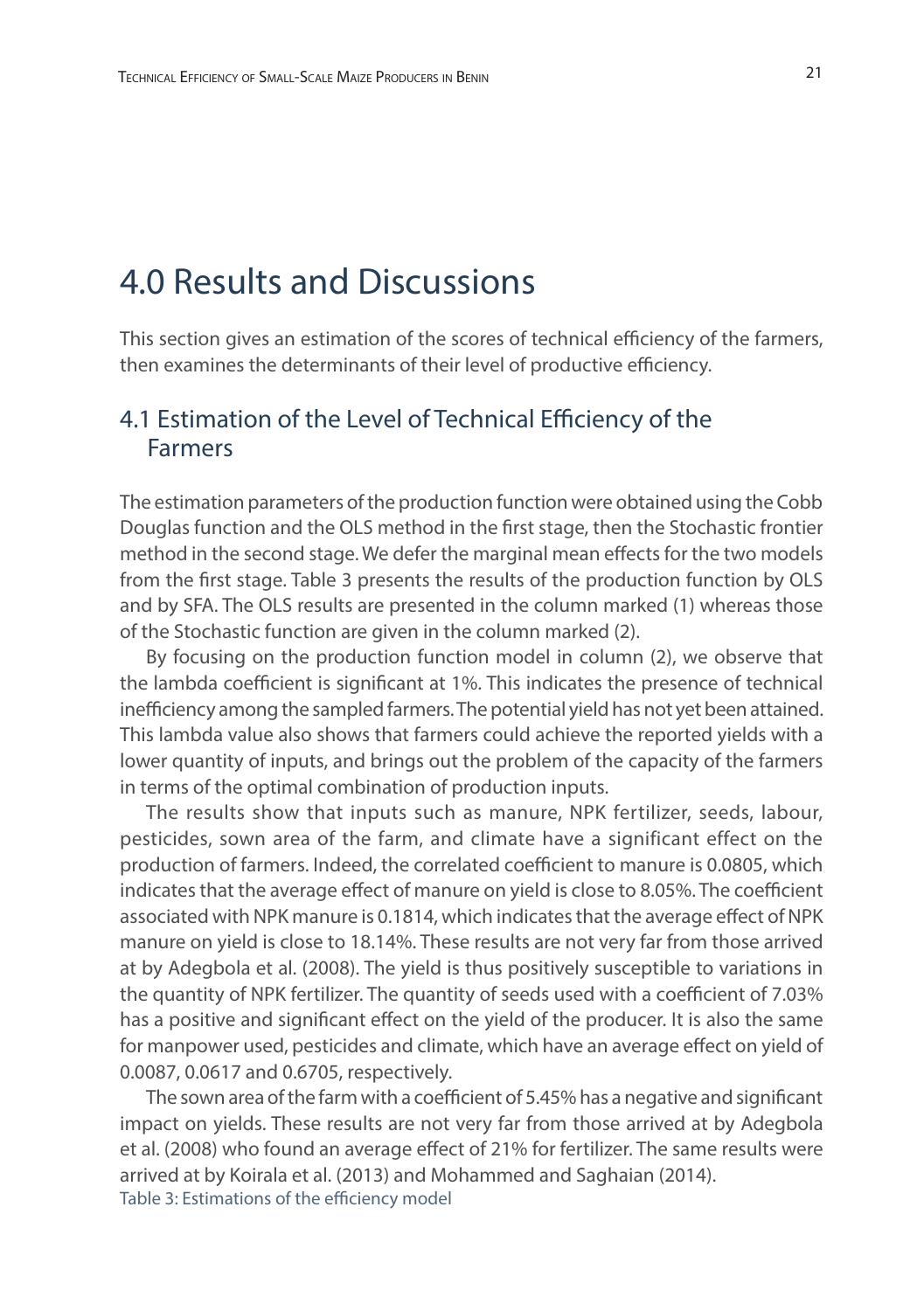# 4.0 Results and Discussions

This section gives an estimation of the scores of technical efficiency of the farmers, then examines the determinants of their level of productive efficiency.

## 4.1 Estimation of the Level of Technical Efficiency of the Farmers

The estimation parameters of the production function were obtained using the Cobb Douglas function and the OLS method in the first stage, then the Stochastic frontier method in the second stage. We defer the marginal mean effects for the two models from the first stage. Table 3 presents the results of the production function by OLS and by SFA. The OLS results are presented in the column marked (1) whereas those of the Stochastic function are given in the column marked (2).

By focusing on the production function model in column (2), we observe that the lambda coefficient is significant at 1%. This indicates the presence of technical inefficiency among the sampled farmers. The potential yield has not yet been attained. This lambda value also shows that farmers could achieve the reported yields with a lower quantity of inputs, and brings out the problem of the capacity of the farmers in terms of the optimal combination of production inputs.

The results show that inputs such as manure, NPK fertilizer, seeds, labour, pesticides, sown area of the farm, and climate have a significant effect on the production of farmers. Indeed, the correlated coefficient to manure is 0.0805, which indicates that the average effect of manure on yield is close to 8.05%. The coefficient associated with NPK manure is 0.1814, which indicates that the average effect of NPK manure on yield is close to 18.14%. These results are not very far from those arrived at by Adegbola et al. (2008). The yield is thus positively susceptible to variations in the quantity of NPK fertilizer. The quantity of seeds used with a coefficient of 7.03% has a positive and significant effect on the yield of the producer. It is also the same for manpower used, pesticides and climate, which have an average effect on yield of 0.0087, 0.0617 and 0.6705, respectively.

The sown area of the farm with a coefficient of 5.45% has a negative and significant impact on yields. These results are not very far from those arrived at by Adegbola et al. (2008) who found an average effect of 21% for fertilizer. The same results were arrived at by Koirala et al. (2013) and Mohammed and Saghaian (2014).

Table 3: Estimations of the efficiency model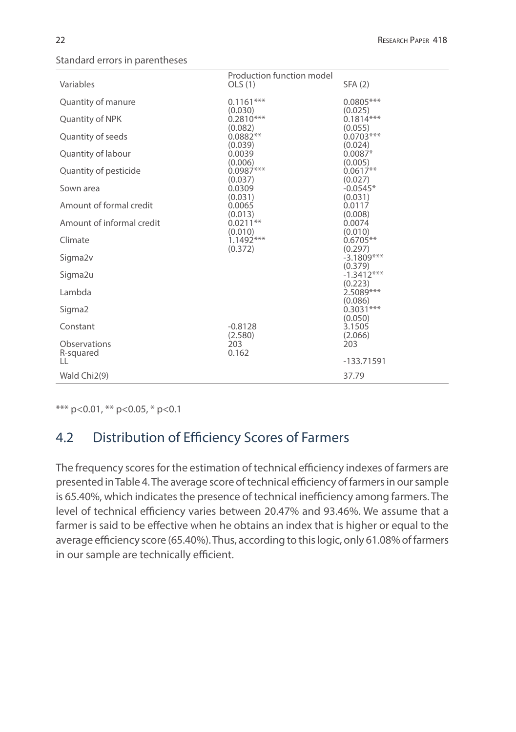Standard errors in parentheses

| Variables | Production function model OLS (1) | SFA (2) |
|---|---|---|
| Quantity of manure | 0.1161*** | 0.0805*** |
| | (0.030) | (0.025) |
| Quantity of NPK | 0.2810*** | 0.1814*** |
| | (0.082) | (0.055) |
| Quantity of seeds | 0.0882** | 0.0703*** |
| | (0.039) | (0.024) |
| Quantity of labour | 0.0039 | 0.0087* |
| | (0.006) | (0.005) |
| Quantity of pesticide | 0.0987*** | 0.0617** |
| | (0.037) | (0.027) |
| Sown area | 0.0309 | -0.0545* |
| | (0.031) | (0.031) |
| Amount of formal credit | 0.0065 | 0.0117 |
| | (0.013) | (0.008) |
| Amount of informal credit | 0.0211** | 0.0074 |
| | (0.010) | (0.010) |
| Climate | 1.1492*** | 0.6705** |
| | (0.372) | (0.297) |
| Sigma2v | | -3.1809*** |
| | | (0.379) |
| Sigma2u | | -1.3412*** |
| | | (0.223) |
| Lambda | | 2.5089*** |
| | | (0.086) |
| Sigma2 | | 0.3031*** |
| | | (0.050) |
| Constant | -0.8128 | 3.1505 |
| | (2.580) | (2.066) |
| Observations | 203 | 203 |
| R-squared | 0.162 | |
| LL | | -133.71591 |
| Wald Chi2(9) | | 37.79 |

*** p<0.01, ** p<0.05, * p<0.1

## 4.2 Distribution of Efficiency Scores of Farmers

The frequency scores for the estimation of technical efficiency indexes of farmers are presented in Table 4. The average score of technical efficiency of farmers in our sample is 65.40%, which indicates the presence of technical inefficiency among farmers. The level of technical efficiency varies between 20.47% and 93.46%. We assume that a farmer is said to be effective when he obtains an index that is higher or equal to the average efficiency score (65.40%). Thus, according to this logic, only 61.08% of farmers in our sample are technically efficient.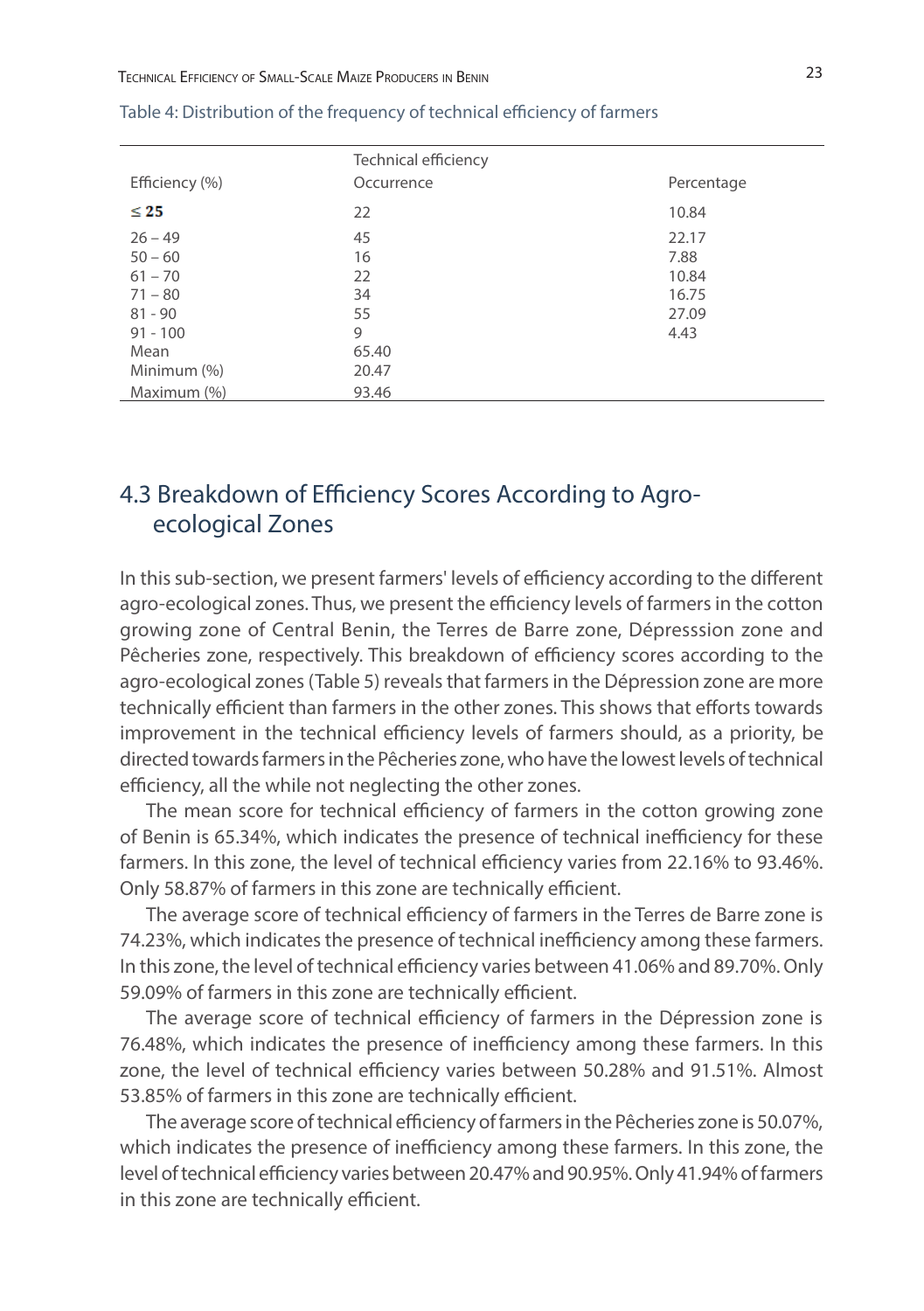Table 4: Distribution of the frequency of technical efficiency of farmers

| Efficiency (%) | Technical efficiency Occurrence | Percentage |
|---|---|---|
| ≤ 25 | 22 | 10.84 |
| 26 – 49 | 45 | 22.17 |
| 50 – 60 | 16 | 7.88 |
| 61 – 70 | 22 | 10.84 |
| 71 – 80 | 34 | 16.75 |
| 81 - 90 | 55 | 27.09 |
| 91 - 100 | 9 | 4.43 |
| Mean | 65.40 | |
| Minimum (%) | 20.47 | |
| Maximum (%) | 93.46 | |

## 4.3 Breakdown of Efficiency Scores According to Agro-ecological Zones

In this sub-section, we present farmers' levels of efficiency according to the different agro-ecological zones. Thus, we present the efficiency levels of farmers in the cotton growing zone of Central Benin, the Terres de Barre zone, Dépresssion zone and Pêcheries zone, respectively. This breakdown of efficiency scores according to the agro-ecological zones (Table 5) reveals that farmers in the Dépression zone are more technically efficient than farmers in the other zones. This shows that efforts towards improvement in the technical efficiency levels of farmers should, as a priority, be directed towards farmers in the Pêcheries zone, who have the lowest levels of technical efficiency, all the while not neglecting the other zones.

The mean score for technical efficiency of farmers in the cotton growing zone of Benin is 65.34%, which indicates the presence of technical inefficiency for these farmers. In this zone, the level of technical efficiency varies from 22.16% to 93.46%. Only 58.87% of farmers in this zone are technically efficient.

The average score of technical efficiency of farmers in the Terres de Barre zone is 74.23%, which indicates the presence of technical inefficiency among these farmers. In this zone, the level of technical efficiency varies between 41.06% and 89.70%. Only 59.09% of farmers in this zone are technically efficient.

The average score of technical efficiency of farmers in the Dépression zone is 76.48%, which indicates the presence of inefficiency among these farmers. In this zone, the level of technical efficiency varies between 50.28% and 91.51%. Almost 53.85% of farmers in this zone are technically efficient.

The average score of technical efficiency of farmers in the Pêcheries zone is 50.07%, which indicates the presence of inefficiency among these farmers. In this zone, the level of technical efficiency varies between 20.47% and 90.95%. Only 41.94% of farmers in this zone are technically efficient.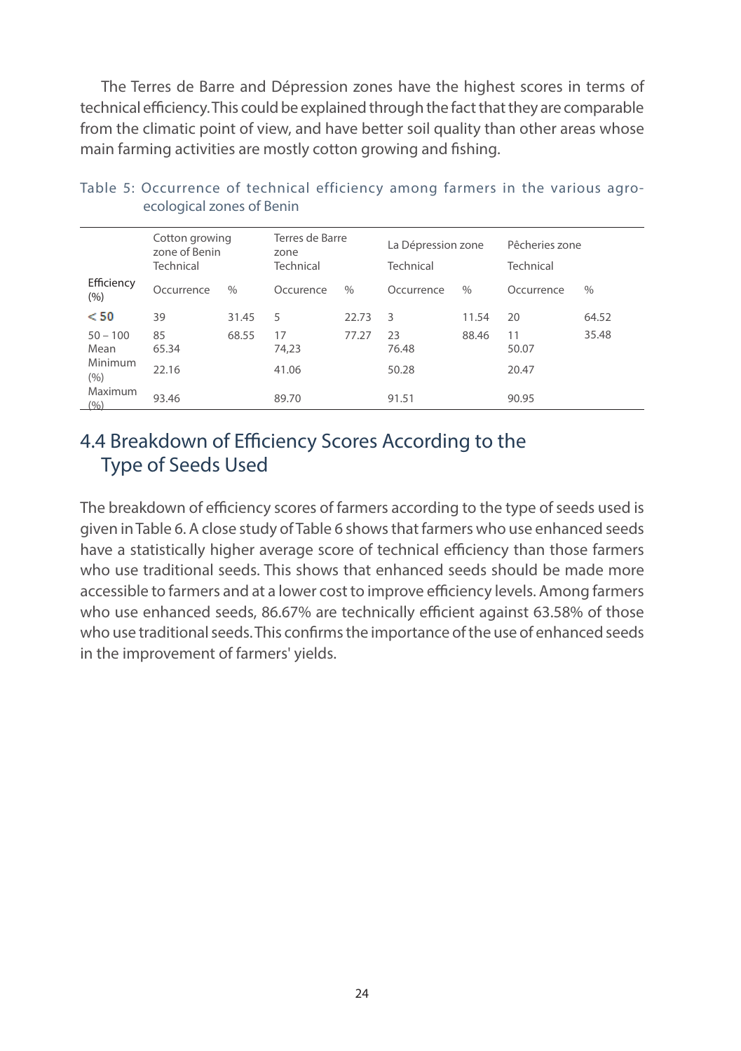The Terres de Barre and Dépression zones have the highest scores in terms of technical efficiency. This could be explained through the fact that they are comparable from the climatic point of view, and have better soil quality than other areas whose main farming activities are mostly cotton growing and fishing.

Table 5: Occurrence of technical efficiency among farmers in the various agro-ecological zones of Benin

| | Cotton growing zone of Benin Technical | | Terres de Barre zone Technical | | La Dépression zone Technical | | Pêcheries zone Technical | |
|---|---|---|---|---|---|---|---|---|
| Efficiency (%) | Occurrence | % | Occurence | % | Occurrence | % | Occurrence | % |
| < 50 | 39 | 31.45 | 5 | 22.73 | 3 | 11.54 | 20 | 64.52 |
| 50 – 100 | 85 | 68.55 | 17 | 77.27 | 23 | 88.46 | 11 | 35.48 |
| Mean | 65.34 | | 74,23 | | 76.48 | | 50.07 | |
| Minimum (%) | 22.16 | | 41.06 | | 50.28 | | 20.47 | |
| Maximum (%) | 93.46 | | 89.70 | | 91.51 | | 90.95 | |

## 4.4 Breakdown of Efficiency Scores According to the Type of Seeds Used

The breakdown of efficiency scores of farmers according to the type of seeds used is given in Table 6. A close study of Table 6 shows that farmers who use enhanced seeds have a statistically higher average score of technical efficiency than those farmers who use traditional seeds. This shows that enhanced seeds should be made more accessible to farmers and at a lower cost to improve efficiency levels. Among farmers who use enhanced seeds, 86.67% are technically efficient against 63.58% of those who use traditional seeds. This confirms the importance of the use of enhanced seeds in the improvement of farmers' yields.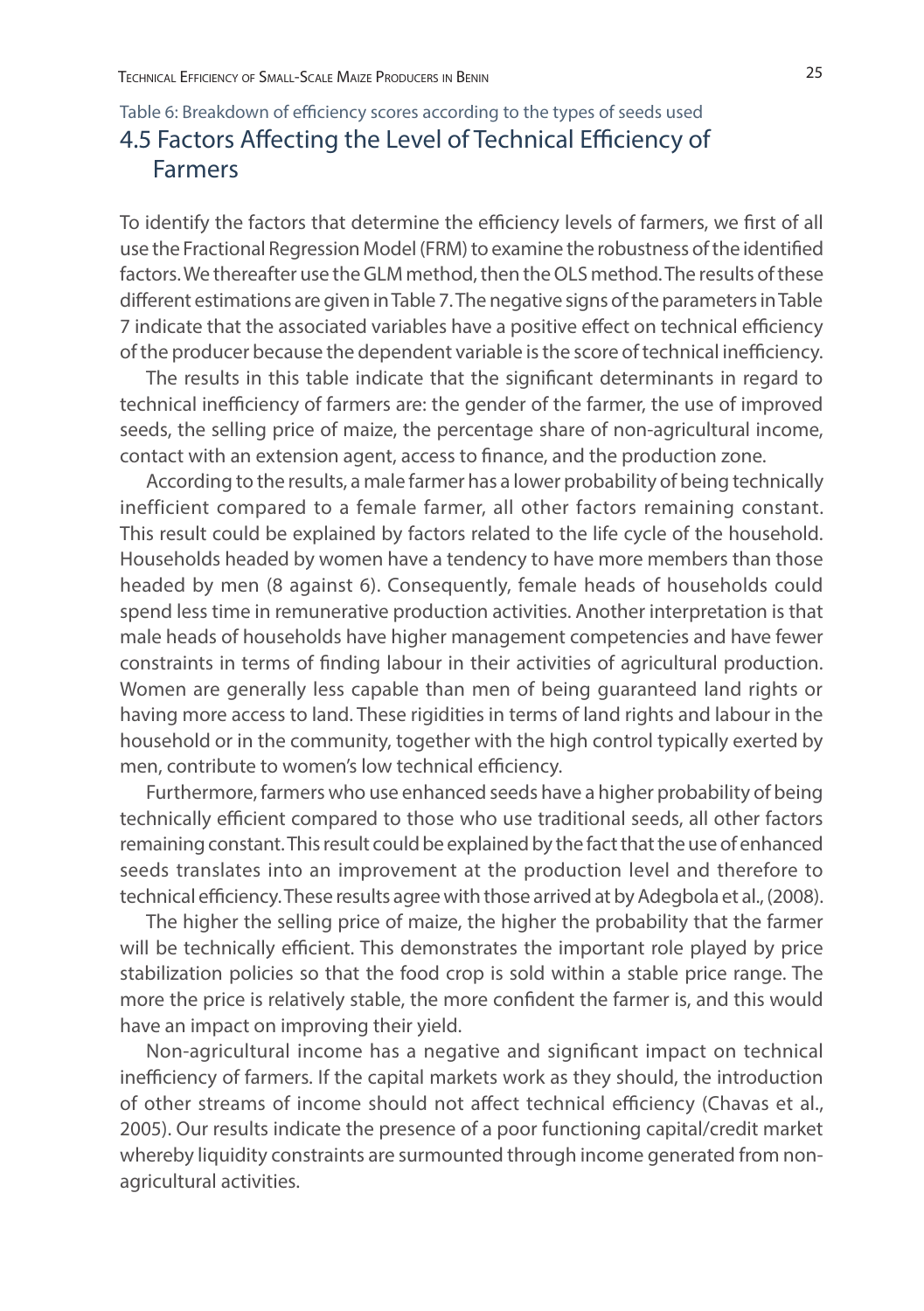Table 6: Breakdown of efficiency scores according to the types of seeds used

## 4.5 Factors Affecting the Level of Technical Efficiency of Farmers

To identify the factors that determine the efficiency levels of farmers, we first of all use the Fractional Regression Model (FRM) to examine the robustness of the identified factors. We thereafter use the GLM method, then the OLS method. The results of these different estimations are given in Table 7. The negative signs of the parameters in Table 7 indicate that the associated variables have a positive effect on technical efficiency of the producer because the dependent variable is the score of technical inefficiency.

The results in this table indicate that the significant determinants in regard to technical inefficiency of farmers are: the gender of the farmer, the use of improved seeds, the selling price of maize, the percentage share of non-agricultural income, contact with an extension agent, access to finance, and the production zone.

According to the results, a male farmer has a lower probability of being technically inefficient compared to a female farmer, all other factors remaining constant. This result could be explained by factors related to the life cycle of the household. Households headed by women have a tendency to have more members than those headed by men (8 against 6). Consequently, female heads of households could spend less time in remunerative production activities. Another interpretation is that male heads of households have higher management competencies and have fewer constraints in terms of finding labour in their activities of agricultural production. Women are generally less capable than men of being guaranteed land rights or having more access to land. These rigidities in terms of land rights and labour in the household or in the community, together with the high control typically exerted by men, contribute to women's low technical efficiency.

Furthermore, farmers who use enhanced seeds have a higher probability of being technically efficient compared to those who use traditional seeds, all other factors remaining constant. This result could be explained by the fact that the use of enhanced seeds translates into an improvement at the production level and therefore to technical efficiency. These results agree with those arrived at by Adegbola et al., (2008).

The higher the selling price of maize, the higher the probability that the farmer will be technically efficient. This demonstrates the important role played by price stabilization policies so that the food crop is sold within a stable price range. The more the price is relatively stable, the more confident the farmer is, and this would have an impact on improving their yield.

Non-agricultural income has a negative and significant impact on technical inefficiency of farmers. If the capital markets work as they should, the introduction of other streams of income should not affect technical efficiency (Chavas et al., 2005). Our results indicate the presence of a poor functioning capital/credit market whereby liquidity constraints are surmounted through income generated from non-agricultural activities.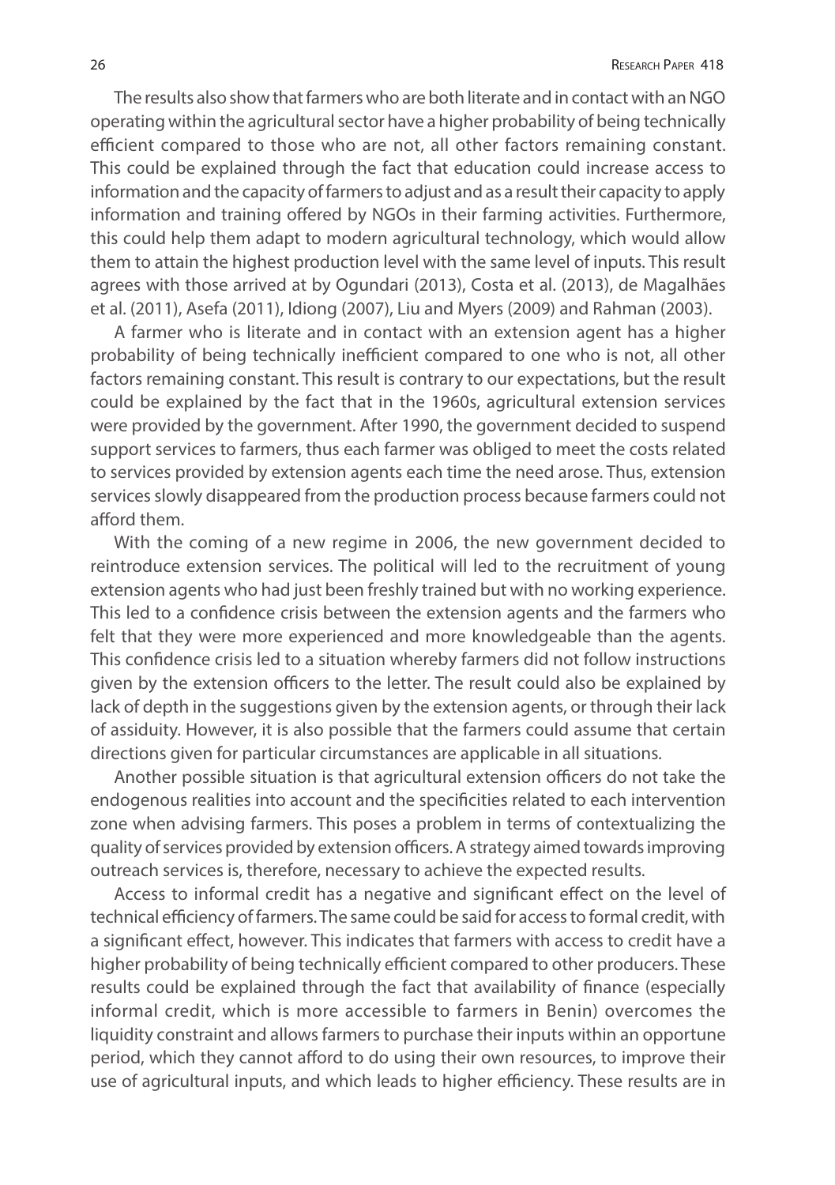The results also show that farmers who are both literate and in contact with an NGO operating within the agricultural sector have a higher probability of being technically efficient compared to those who are not, all other factors remaining constant. This could be explained through the fact that education could increase access to information and the capacity of farmers to adjust and as a result their capacity to apply information and training offered by NGOs in their farming activities. Furthermore, this could help them adapt to modern agricultural technology, which would allow them to attain the highest production level with the same level of inputs. This result agrees with those arrived at by Ogundari (2013), Costa et al. (2013), de Magalhães et al. (2011), Asefa (2011), Idiong (2007), Liu and Myers (2009) and Rahman (2003).

A farmer who is literate and in contact with an extension agent has a higher probability of being technically inefficient compared to one who is not, all other factors remaining constant. This result is contrary to our expectations, but the result could be explained by the fact that in the 1960s, agricultural extension services were provided by the government. After 1990, the government decided to suspend support services to farmers, thus each farmer was obliged to meet the costs related to services provided by extension agents each time the need arose. Thus, extension services slowly disappeared from the production process because farmers could not afford them.

With the coming of a new regime in 2006, the new government decided to reintroduce extension services. The political will led to the recruitment of young extension agents who had just been freshly trained but with no working experience. This led to a confidence crisis between the extension agents and the farmers who felt that they were more experienced and more knowledgeable than the agents. This confidence crisis led to a situation whereby farmers did not follow instructions given by the extension officers to the letter. The result could also be explained by lack of depth in the suggestions given by the extension agents, or through their lack of assiduity. However, it is also possible that the farmers could assume that certain directions given for particular circumstances are applicable in all situations.

Another possible situation is that agricultural extension officers do not take the endogenous realities into account and the specificities related to each intervention zone when advising farmers. This poses a problem in terms of contextualizing the quality of services provided by extension officers. A strategy aimed towards improving outreach services is, therefore, necessary to achieve the expected results.

Access to informal credit has a negative and significant effect on the level of technical efficiency of farmers. The same could be said for access to formal credit, with a significant effect, however. This indicates that farmers with access to credit have a higher probability of being technically efficient compared to other producers. These results could be explained through the fact that availability of finance (especially informal credit, which is more accessible to farmers in Benin) overcomes the liquidity constraint and allows farmers to purchase their inputs within an opportune period, which they cannot afford to do using their own resources, to improve their use of agricultural inputs, and which leads to higher efficiency. These results are in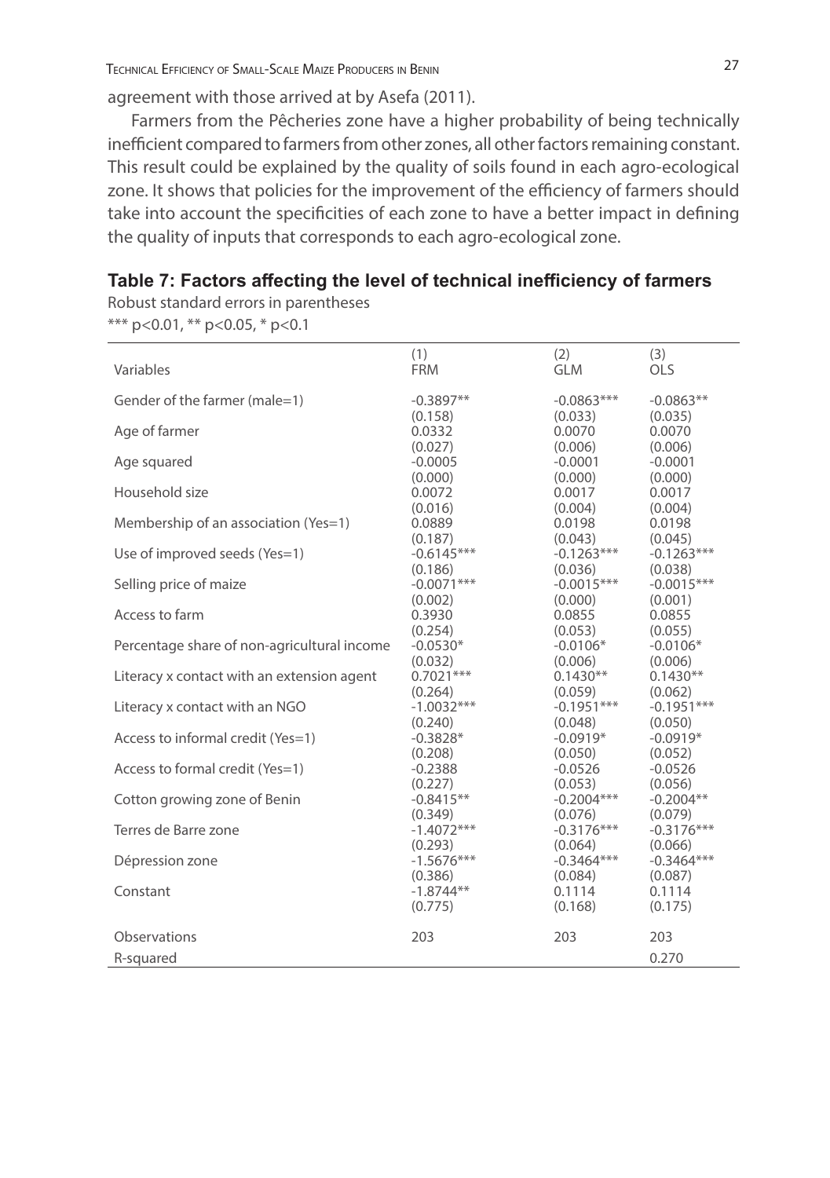agreement with those arrived at by Asefa (2011).

Farmers from the Pêcheries zone have a higher probability of being technically inefficient compared to farmers from other zones, all other factors remaining constant. This result could be explained by the quality of soils found in each agro-ecological zone. It shows that policies for the improvement of the efficiency of farmers should take into account the specificities of each zone to have a better impact in defining the quality of inputs that corresponds to each agro-ecological zone.

### Table 7: Factors affecting the level of technical inefficiency of farmers

Robust standard errors in parentheses
*** p<0.01, ** p<0.05, * p<0.1

| Variables | (1) FRM | (2) GLM | (3) OLS |
|---|---|---|---|
| Gender of the farmer (male=1) | -0.3897** | -0.0863*** | -0.0863** |
| | (0.158) | (0.033) | (0.035) |
| Age of farmer | 0.0332 | 0.0070 | 0.0070 |
| | (0.027) | (0.006) | (0.006) |
| Age squared | -0.0005 | -0.0001 | -0.0001 |
| | (0.000) | (0.000) | (0.000) |
| Household size | 0.0072 | 0.0017 | 0.0017 |
| | (0.016) | (0.004) | (0.004) |
| Membership of an association (Yes=1) | 0.0889 | 0.0198 | 0.0198 |
| | (0.187) | (0.043) | (0.045) |
| Use of improved seeds (Yes=1) | -0.6145*** | -0.1263*** | -0.1263*** |
| | (0.186) | (0.036) | (0.038) |
| Selling price of maize | -0.0071*** | -0.0015*** | -0.0015*** |
| | (0.002) | (0.000) | (0.001) |
| Access to farm | 0.3930 | 0.0855 | 0.0855 |
| | (0.254) | (0.053) | (0.055) |
| Percentage share of non-agricultural income | -0.0530* | -0.0106* | -0.0106* |
| | (0.032) | (0.006) | (0.006) |
| Literacy x contact with an extension agent | 0.7021*** | 0.1430** | 0.1430** |
| | (0.264) | (0.059) | (0.062) |
| Literacy x contact with an NGO | -1.0032*** | -0.1951*** | -0.1951*** |
| | (0.240) | (0.048) | (0.050) |
| Access to informal credit (Yes=1) | -0.3828* | -0.0919* | -0.0919* |
| | (0.208) | (0.050) | (0.052) |
| Access to formal credit (Yes=1) | -0.2388 | -0.0526 | -0.0526 |
| | (0.227) | (0.053) | (0.056) |
| Cotton growing zone of Benin | -0.8415** | -0.2004*** | -0.2004** |
| | (0.349) | (0.076) | (0.079) |
| Terres de Barre zone | -1.4072*** | -0.3176*** | -0.3176*** |
| | (0.293) | (0.064) | (0.066) |
| Dépression zone | -1.5676*** | -0.3464*** | -0.3464*** |
| | (0.386) | (0.084) | (0.087) |
| Constant | -1.8744** | 0.1114 | 0.1114 |
| | (0.775) | (0.168) | (0.175) |
| Observations | 203 | 203 | 203 |
| R-squared | | | 0.270 |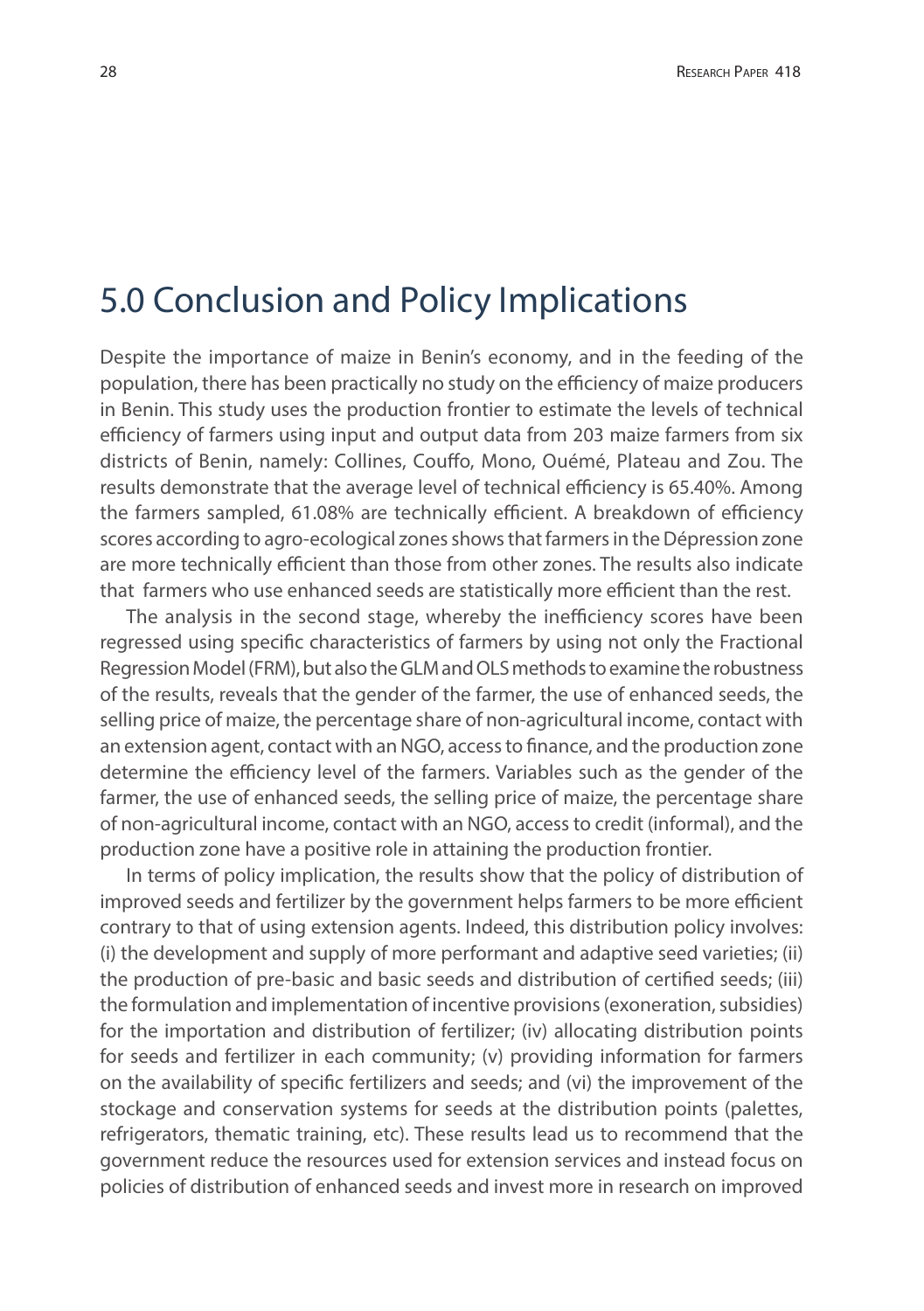# 5.0 Conclusion and Policy Implications

Despite the importance of maize in Benin's economy, and in the feeding of the population, there has been practically no study on the efficiency of maize producers in Benin. This study uses the production frontier to estimate the levels of technical efficiency of farmers using input and output data from 203 maize farmers from six districts of Benin, namely: Collines, Couffo, Mono, Ouémé, Plateau and Zou. The results demonstrate that the average level of technical efficiency is 65.40%. Among the farmers sampled, 61.08% are technically efficient. A breakdown of efficiency scores according to agro-ecological zones shows that farmers in the Dépression zone are more technically efficient than those from other zones. The results also indicate that farmers who use enhanced seeds are statistically more efficient than the rest.

The analysis in the second stage, whereby the inefficiency scores have been regressed using specific characteristics of farmers by using not only the Fractional Regression Model (FRM), but also the GLM and OLS methods to examine the robustness of the results, reveals that the gender of the farmer, the use of enhanced seeds, the selling price of maize, the percentage share of non-agricultural income, contact with an extension agent, contact with an NGO, access to finance, and the production zone determine the efficiency level of the farmers. Variables such as the gender of the farmer, the use of enhanced seeds, the selling price of maize, the percentage share of non-agricultural income, contact with an NGO, access to credit (informal), and the production zone have a positive role in attaining the production frontier.

In terms of policy implication, the results show that the policy of distribution of improved seeds and fertilizer by the government helps farmers to be more efficient contrary to that of using extension agents. Indeed, this distribution policy involves: (i) the development and supply of more performant and adaptive seed varieties; (ii) the production of pre-basic and basic seeds and distribution of certified seeds; (iii) the formulation and implementation of incentive provisions (exoneration, subsidies) for the importation and distribution of fertilizer; (iv) allocating distribution points for seeds and fertilizer in each community; (v) providing information for farmers on the availability of specific fertilizers and seeds; and (vi) the improvement of the stockage and conservation systems for seeds at the distribution points (palettes, refrigerators, thematic training, etc). These results lead us to recommend that the government reduce the resources used for extension services and instead focus on policies of distribution of enhanced seeds and invest more in research on improved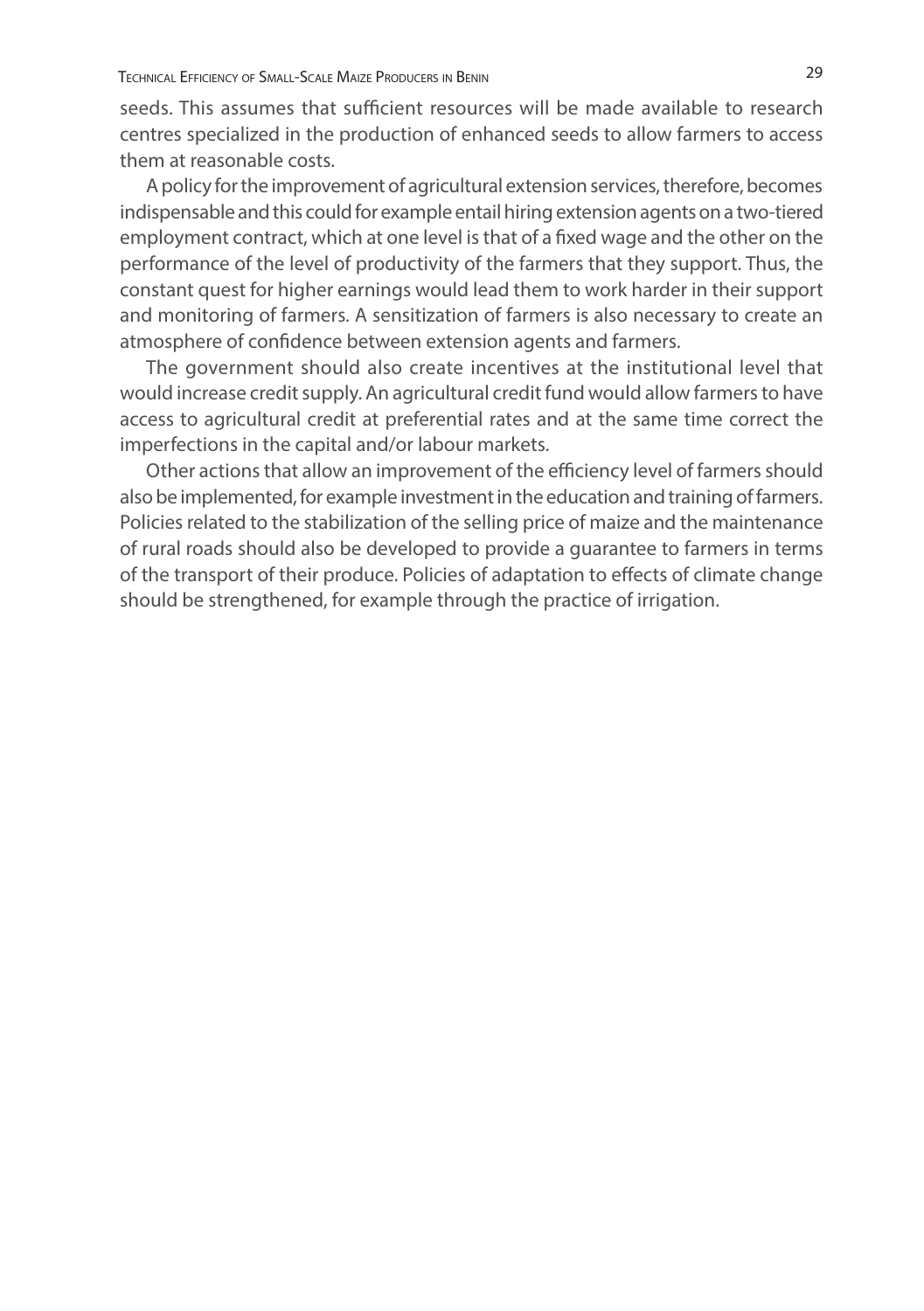seeds. This assumes that sufficient resources will be made available to research centres specialized in the production of enhanced seeds to allow farmers to access them at reasonable costs.

A policy for the improvement of agricultural extension services, therefore, becomes indispensable and this could for example entail hiring extension agents on a two-tiered employment contract, which at one level is that of a fixed wage and the other on the performance of the level of productivity of the farmers that they support. Thus, the constant quest for higher earnings would lead them to work harder in their support and monitoring of farmers. A sensitization of farmers is also necessary to create an atmosphere of confidence between extension agents and farmers.

The government should also create incentives at the institutional level that would increase credit supply. An agricultural credit fund would allow farmers to have access to agricultural credit at preferential rates and at the same time correct the imperfections in the capital and/or labour markets.

Other actions that allow an improvement of the efficiency level of farmers should also be implemented, for example investment in the education and training of farmers. Policies related to the stabilization of the selling price of maize and the maintenance of rural roads should also be developed to provide a guarantee to farmers in terms of the transport of their produce. Policies of adaptation to effects of climate change should be strengthened, for example through the practice of irrigation.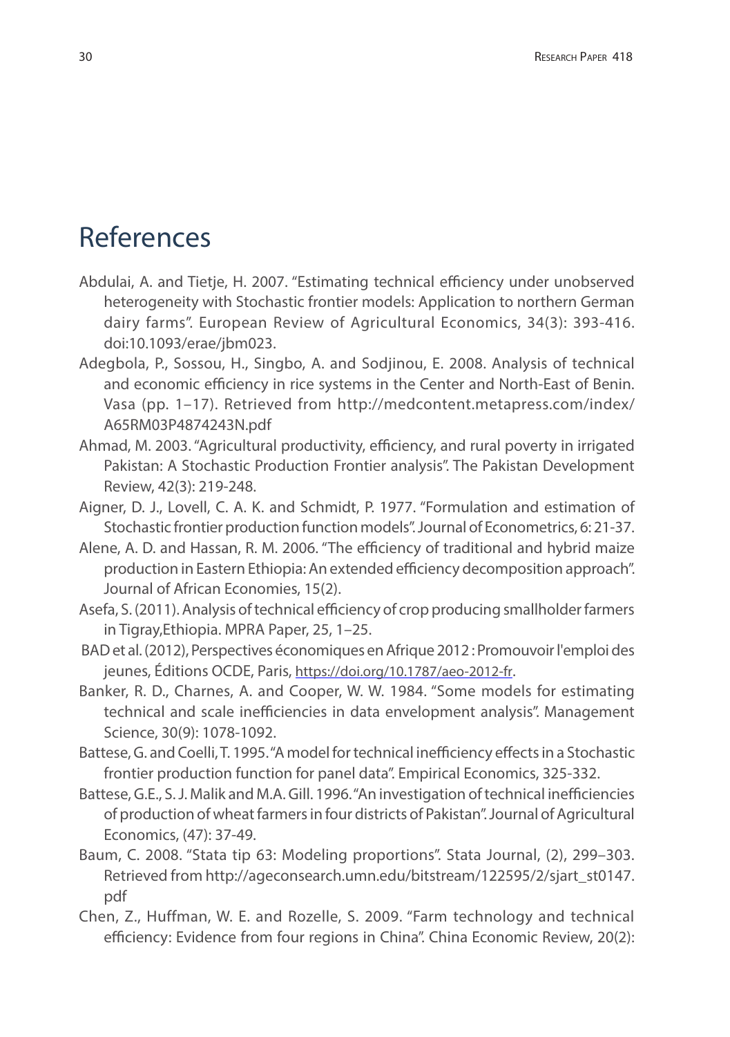# References

Abdulai, A. and Tietje, H. 2007. "Estimating technical efficiency under unobserved heterogeneity with Stochastic frontier models: Application to northern German dairy farms". European Review of Agricultural Economics, 34(3): 393-416. doi:10.1093/erae/jbm023.

Adegbola, P., Sossou, H., Singbo, A. and Sodjinou, E. 2008. Analysis of technical and economic efficiency in rice systems in the Center and North-East of Benin. Vasa (pp. 1–17). Retrieved from http://medcontent.metapress.com/index/A65RM03P4874243N.pdf

Ahmad, M. 2003. "Agricultural productivity, efficiency, and rural poverty in irrigated Pakistan: A Stochastic Production Frontier analysis". The Pakistan Development Review, 42(3): 219-248.

Aigner, D. J., Lovell, C. A. K. and Schmidt, P. 1977. "Formulation and estimation of Stochastic frontier production function models". Journal of Econometrics, 6: 21-37.

Alene, A. D. and Hassan, R. M. 2006. "The efficiency of traditional and hybrid maize production in Eastern Ethiopia: An extended efficiency decomposition approach". Journal of African Economies, 15(2).

Asefa, S. (2011). Analysis of technical efficiency of crop producing smallholder farmers in Tigray,Ethiopia. MPRA Paper, 25, 1–25.

BAD et al. (2012), Perspectives économiques en Afrique 2012 : Promouvoir l'emploi des jeunes, Éditions OCDE, Paris, https://doi.org/10.1787/aeo-2012-fr.

Banker, R. D., Charnes, A. and Cooper, W. W. 1984. "Some models for estimating technical and scale inefficiencies in data envelopment analysis". Management Science, 30(9): 1078-1092.

Battese, G. and Coelli, T. 1995. "A model for technical inefficiency effects in a Stochastic frontier production function for panel data". Empirical Economics, 325-332.

Battese, G.E., S. J. Malik and M.A. Gill. 1996. "An investigation of technical inefficiencies of production of wheat farmers in four districts of Pakistan". Journal of Agricultural Economics, (47): 37-49.

Baum, C. 2008. "Stata tip 63: Modeling proportions". Stata Journal, (2), 299–303. Retrieved from http://ageconsearch.umn.edu/bitstream/122595/2/sjart_st0147.pdf

Chen, Z., Huffman, W. E. and Rozelle, S. 2009. "Farm technology and technical efficiency: Evidence from four regions in China". China Economic Review, 20(2):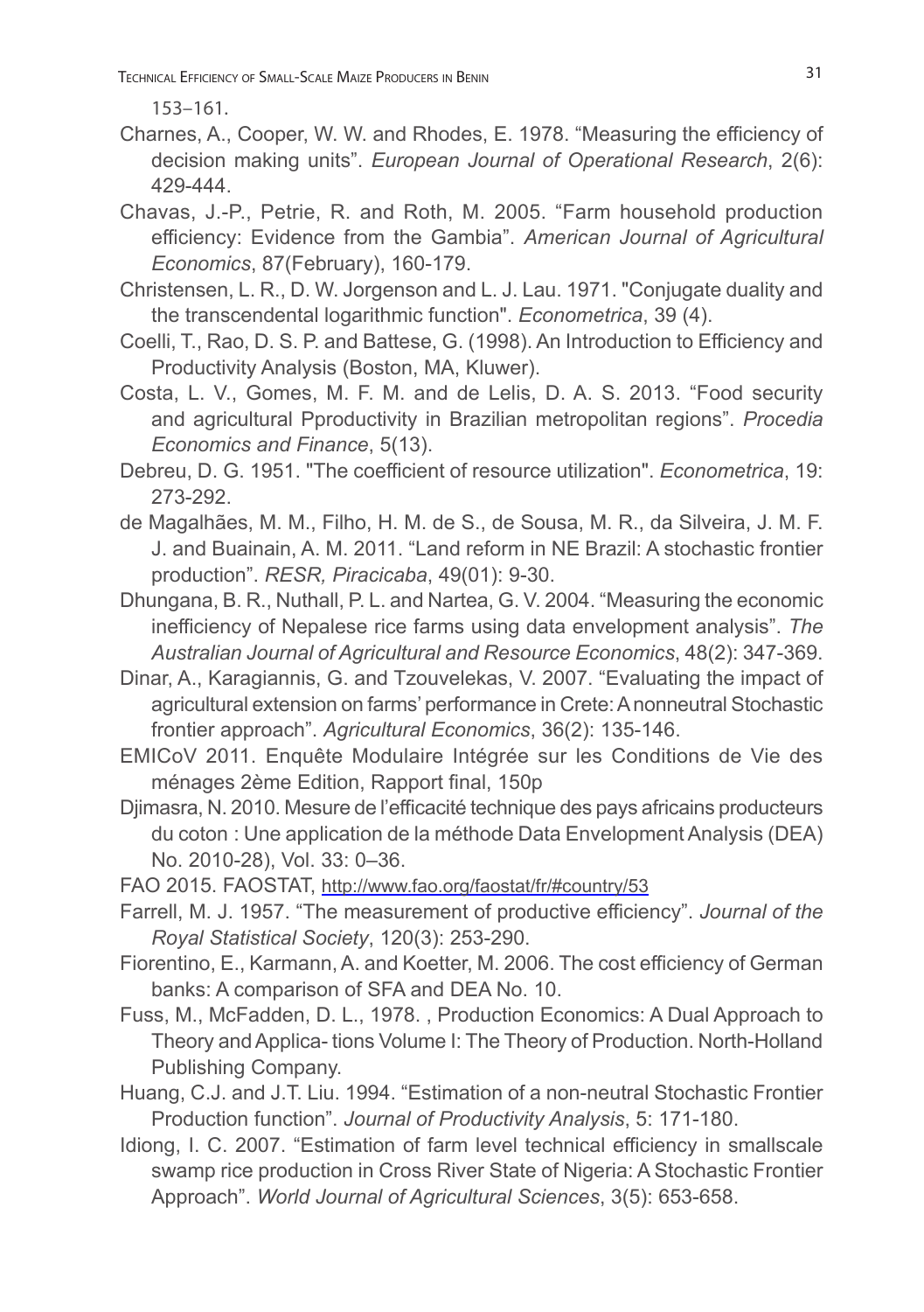153–161.

Charnes, A., Cooper, W. W. and Rhodes, E. 1978. “Measuring the efficiency of decision making units”. *European Journal of Operational Research*, 2(6): 429-444.

Chavas, J.-P., Petrie, R. and Roth, M. 2005. “Farm household production efficiency: Evidence from the Gambia”. *American Journal of Agricultural Economics*, 87(February), 160-179.

Christensen, L. R., D. W. Jorgenson and L. J. Lau. 1971. "Conjugate duality and the transcendental logarithmic function". *Econometrica*, 39 (4).

Coelli, T., Rao, D. S. P. and Battese, G. (1998). An Introduction to Efficiency and Productivity Analysis (Boston, MA, Kluwer).

Costa, L. V., Gomes, M. F. M. and de Lelis, D. A. S. 2013. “Food security and agricultural Pproductivity in Brazilian metropolitan regions”. *Procedia Economics and Finance*, 5(13).

Debreu, D. G. 1951. "The coefficient of resource utilization". *Econometrica*, 19: 273-292.

de Magalhães, M. M., Filho, H. M. de S., de Sousa, M. R., da Silveira, J. M. F. J. and Buainain, A. M. 2011. “Land reform in NE Brazil: A stochastic frontier production”. *RESR, Piracicaba*, 49(01): 9-30.

Dhungana, B. R., Nuthall, P. L. and Nartea, G. V. 2004. “Measuring the economic inefficiency of Nepalese rice farms using data envelopment analysis”. *The Australian Journal of Agricultural and Resource Economics*, 48(2): 347-369.

Dinar, A., Karagiannis, G. and Tzouvelekas, V. 2007. “Evaluating the impact of agricultural extension on farms’ performance in Crete: A nonneutral Stochastic frontier approach”. *Agricultural Economics*, 36(2): 135-146.

EMICoV 2011. Enquête Modulaire Intégrée sur les Conditions de Vie des ménages 2ème Edition, Rapport final, 150p

Djimasra, N. 2010. Mesure de l’efficacité technique des pays africains producteurs du coton : Une application de la méthode Data Envelopment Analysis (DEA) No. 2010-28), Vol. 33: 0–36.

FAO 2015. FAOSTAT, http://www.fao.org/faostat/fr/#country/53

Farrell, M. J. 1957. “The measurement of productive efficiency”. *Journal of the Royal Statistical Society*, 120(3): 253-290.

Fiorentino, E., Karmann, A. and Koetter, M. 2006. The cost efficiency of German banks: A comparison of SFA and DEA No. 10.

Fuss, M., McFadden, D. L., 1978. , Production Economics: A Dual Approach to Theory and Applica- tions Volume I: The Theory of Production. North-Holland Publishing Company.

Huang, C.J. and J.T. Liu. 1994. “Estimation of a non-neutral Stochastic Frontier Production function”. *Journal of Productivity Analysis*, 5: 171-180.

Idiong, I. C. 2007. “Estimation of farm level technical efficiency in smallscale swamp rice production in Cross River State of Nigeria: A Stochastic Frontier Approach”. *World Journal of Agricultural Sciences*, 3(5): 653-658.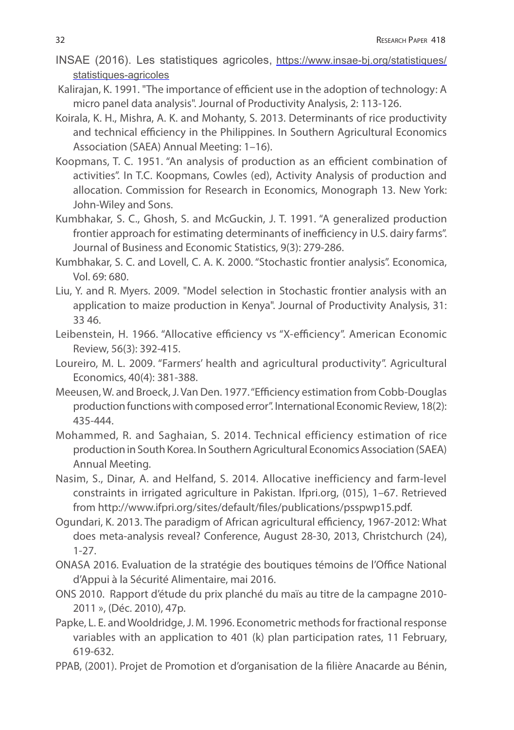INSAE (2016). Les statistiques agricoles, https://www.insae-bj.org/statistiques/statistiques-agricoles

Kalirajan, K. 1991. "The importance of efficient use in the adoption of technology: A micro panel data analysis". Journal of Productivity Analysis, 2: 113-126.

Koirala, K. H., Mishra, A. K. and Mohanty, S. 2013. Determinants of rice productivity and technical efficiency in the Philippines. In Southern Agricultural Economics Association (SAEA) Annual Meeting: 1–16).

Koopmans, T. C. 1951. "An analysis of production as an efficient combination of activities". In T.C. Koopmans, Cowles (ed), Activity Analysis of production and allocation. Commission for Research in Economics, Monograph 13. New York: John-Wiley and Sons.

Kumbhakar, S. C., Ghosh, S. and McGuckin, J. T. 1991. "A generalized production frontier approach for estimating determinants of inefficiency in U.S. dairy farms". Journal of Business and Economic Statistics, 9(3): 279-286.

Kumbhakar, S. C. and Lovell, C. A. K. 2000. "Stochastic frontier analysis". Economica, Vol. 69: 680.

Liu, Y. and R. Myers. 2009. "Model selection in Stochastic frontier analysis with an application to maize production in Kenya". Journal of Productivity Analysis, 31: 33 46.

Leibenstein, H. 1966. "Allocative efficiency vs "X-efficiency". American Economic Review, 56(3): 392-415.

Loureiro, M. L. 2009. "Farmers' health and agricultural productivity". Agricultural Economics, 40(4): 381-388.

Meeusen, W. and Broeck, J. Van Den. 1977. "Efficiency estimation from Cobb-Douglas production functions with composed error". International Economic Review, 18(2): 435-444.

Mohammed, R. and Saghaian, S. 2014. Technical efficiency estimation of rice production in South Korea. In Southern Agricultural Economics Association (SAEA) Annual Meeting.

Nasim, S., Dinar, A. and Helfand, S. 2014. Allocative inefficiency and farm-level constraints in irrigated agriculture in Pakistan. Ifpri.org, (015), 1–67. Retrieved from http://www.ifpri.org/sites/default/files/publications/psspwp15.pdf.

Ogundari, K. 2013. The paradigm of African agricultural efficiency, 1967-2012: What does meta-analysis reveal? Conference, August 28-30, 2013, Christchurch (24), 1-27.

ONASA 2016. Evaluation de la stratégie des boutiques témoins de l'Office National d'Appui à la Sécurité Alimentaire, mai 2016.

ONS 2010. Rapport d'étude du prix planché du maïs au titre de la campagne 2010-2011 », (Déc. 2010), 47p.

Papke, L. E. and Wooldridge, J. M. 1996. Econometric methods for fractional response variables with an application to 401 (k) plan participation rates, 11 February, 619-632.

PPAB, (2001). Projet de Promotion et d'organisation de la filière Anacarde au Bénin,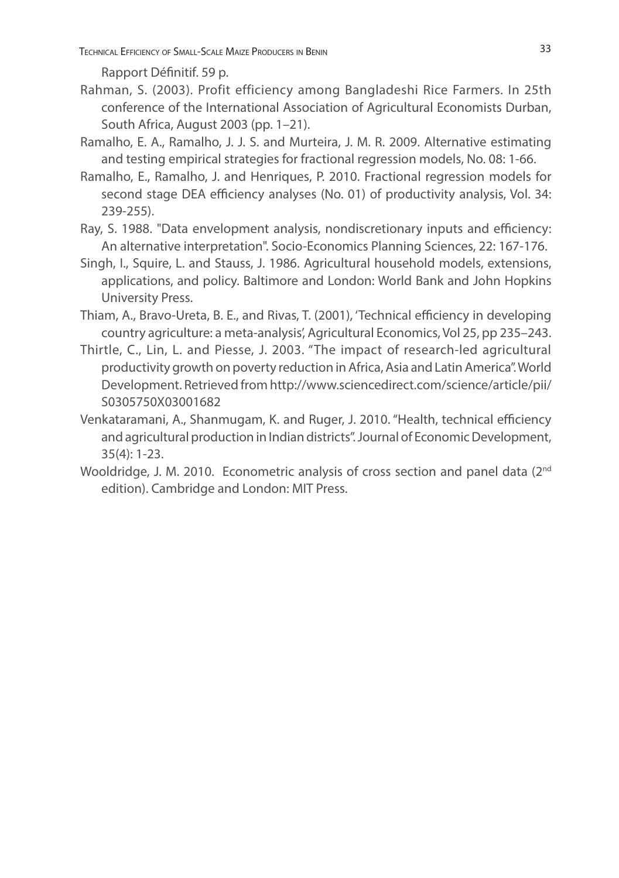Rapport Définitif. 59 p.

Rahman, S. (2003). Profit efficiency among Bangladeshi Rice Farmers. In 25th conference of the International Association of Agricultural Economists Durban, South Africa, August 2003 (pp. 1–21).

Ramalho, E. A., Ramalho, J. J. S. and Murteira, J. M. R. 2009. Alternative estimating and testing empirical strategies for fractional regression models, No. 08: 1-66.

Ramalho, E., Ramalho, J. and Henriques, P. 2010. Fractional regression models for second stage DEA efficiency analyses (No. 01) of productivity analysis, Vol. 34: 239-255).

Ray, S. 1988. "Data envelopment analysis, nondiscretionary inputs and efficiency: An alternative interpretation". Socio-Economics Planning Sciences, 22: 167-176.

Singh, I., Squire, L. and Stauss, J. 1986. Agricultural household models, extensions, applications, and policy. Baltimore and London: World Bank and John Hopkins University Press.

Thiam, A., Bravo-Ureta, B. E., and Rivas, T. (2001), 'Technical efficiency in developing country agriculture: a meta-analysis', Agricultural Economics, Vol 25, pp 235–243.

Thirtle, C., Lin, L. and Piesse, J. 2003. "The impact of research-led agricultural productivity growth on poverty reduction in Africa, Asia and Latin America". World Development. Retrieved from http://www.sciencedirect.com/science/article/pii/S0305750X03001682

Venkataramani, A., Shanmugam, K. and Ruger, J. 2010. "Health, technical efficiency and agricultural production in Indian districts". Journal of Economic Development, 35(4): 1-23.

Wooldridge, J. M. 2010. Econometric analysis of cross section and panel data (2nd edition). Cambridge and London: MIT Press.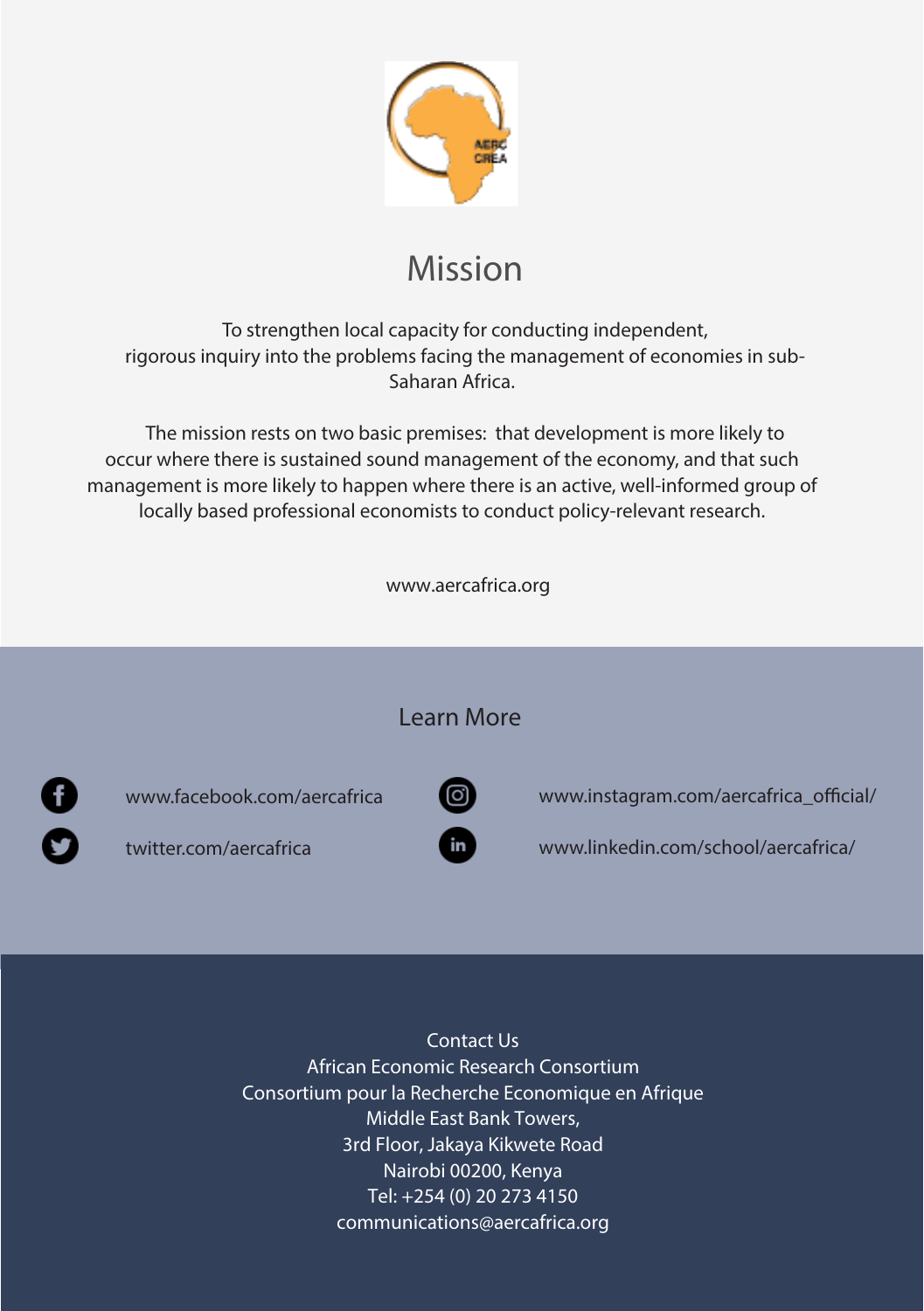# Mission

To strengthen local capacity for conducting independent, rigorous inquiry into the problems facing the management of economies in sub-Saharan Africa.

The mission rests on two basic premises: that development is more likely to occur where there is sustained sound management of the economy, and that such management is more likely to happen where there is an active, well-informed group of locally based professional economists to conduct policy-relevant research.

www.aercafrica.org

## Learn More

www.facebook.com/aercafrica

twitter.com/aercafrica

www.instagram.com/aercafrica_official/

www.linkedin.com/school/aercafrica/

Contact Us
African Economic Research Consortium
Consortium pour la Recherche Economique en Afrique
Middle East Bank Towers,
3rd Floor, Jakaya Kikwete Road
Nairobi 00200, Kenya
Tel: +254 (0) 20 273 4150
communications@aercafrica.org